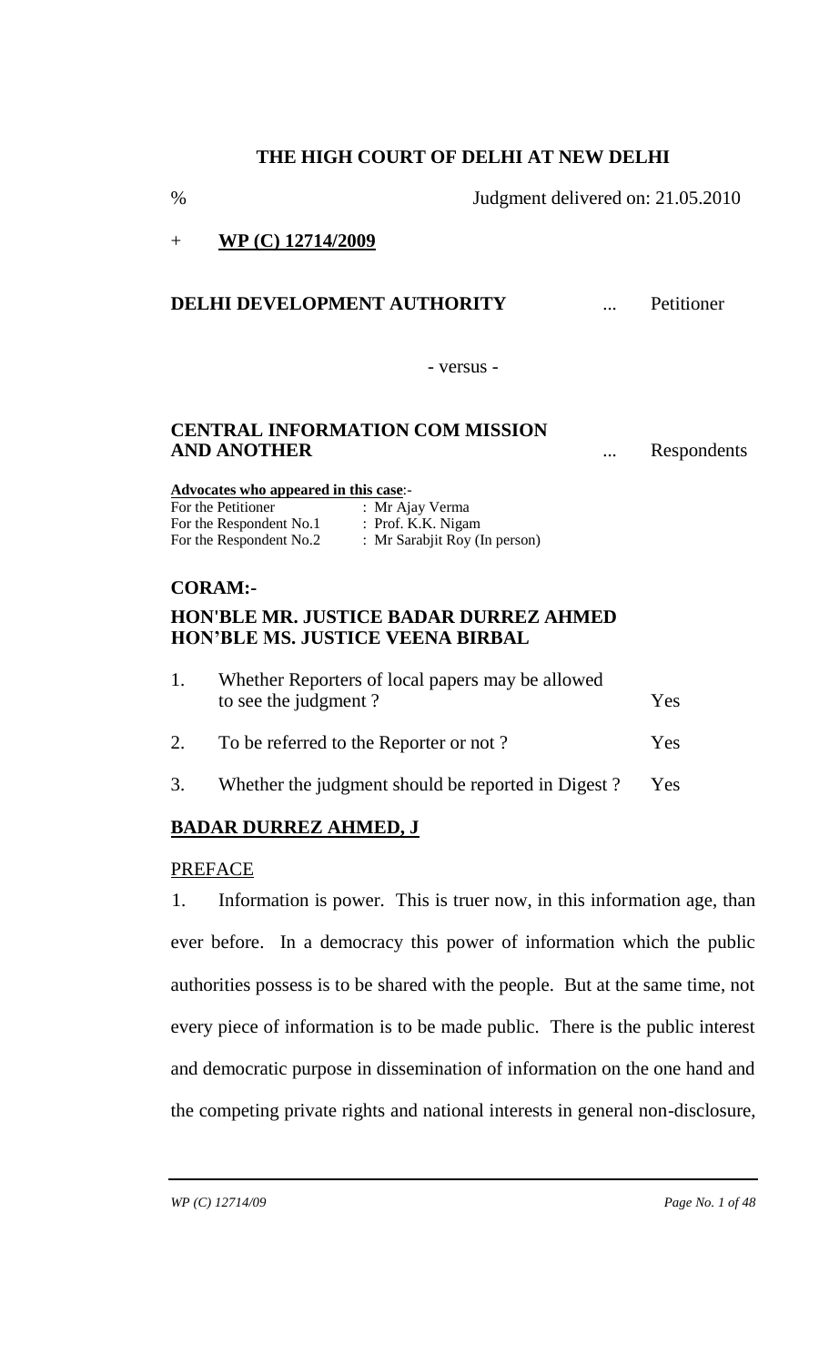# THE HIGH COURT OF DELHI AT NEW DELHI

% Judgment delivered on: 21.05.2010

\+ **WP (C) 12714/2009**

**DELHI DEVELOPMENT AUTHORITY** ... Petitioner

\- versus -

**CENTRAL INFORMATION COM MISSION AND ANOTHER** ... Respondents

**Advocates who appeared in this case**:-

| | |
|---|---|
| For the Petitioner | : Mr Ajay Verma |
| For the Respondent No.1 | : Prof. K.K. Nigam |
| For the Respondent No.2 | : Mr Sarabjit Roy (In person) |

**CORAM:-**

**HON'BLE MR. JUSTICE BADAR DURREZ AHMED**
**HON'BLE MS. JUSTICE VEENA BIRBAL**

1. Whether Reporters of local papers may be allowed to see the judgment ? Yes
2. To be referred to the Reporter or not ? Yes
3. Whether the judgment should be reported in Digest ? Yes

**BADAR DURREZ AHMED, J**

PREFACE

1. Information is power. This is truer now, in this information age, than ever before. In a democracy this power of information which the public authorities possess is to be shared with the people. But at the same time, not every piece of information is to be made public. There is the public interest and democratic purpose in dissemination of information on the one hand and the competing private rights and national interests in general non-disclosure,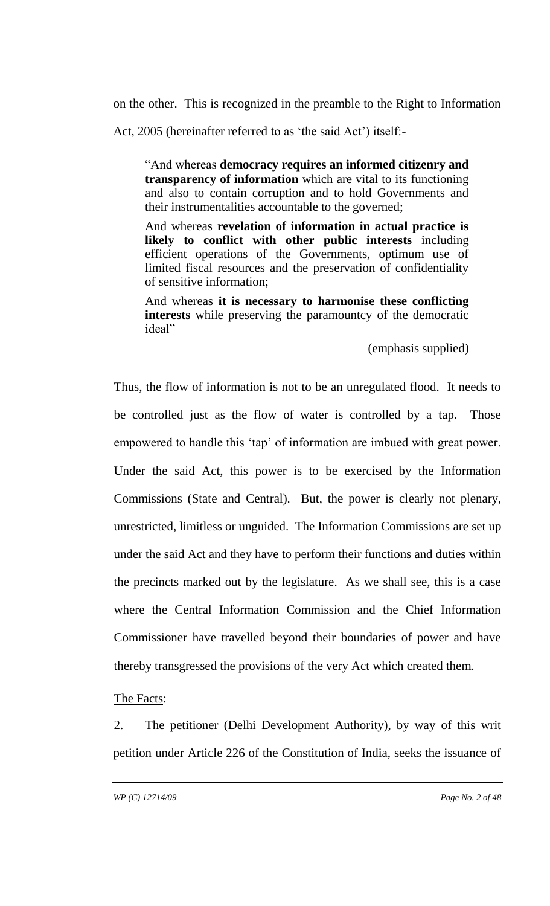on the other. This is recognized in the preamble to the Right to Information Act, 2005 (hereinafter referred to as 'the said Act') itself:-

> "And whereas **democracy requires an informed citizenry and transparency of information** which are vital to its functioning and also to contain corruption and to hold Governments and their instrumentalities accountable to the governed;
>
> And whereas **revelation of information in actual practice is likely to conflict with other public interests** including efficient operations of the Governments, optimum use of limited fiscal resources and the preservation of confidentiality of sensitive information;
>
> And whereas **it is necessary to harmonise these conflicting interests** while preserving the paramountcy of the democratic ideal"
>
> (emphasis supplied)

Thus, the flow of information is not to be an unregulated flood. It needs to be controlled just as the flow of water is controlled by a tap. Those empowered to handle this 'tap' of information are imbued with great power. Under the said Act, this power is to be exercised by the Information Commissions (State and Central). But, the power is clearly not plenary, unrestricted, limitless or unguided. The Information Commissions are set up under the said Act and they have to perform their functions and duties within the precincts marked out by the legislature. As we shall see, this is a case where the Central Information Commission and the Chief Information Commissioner have travelled beyond their boundaries of power and have thereby transgressed the provisions of the very Act which created them.

<u>The Facts</u>:

2. The petitioner (Delhi Development Authority), by way of this writ petition under Article 226 of the Constitution of India, seeks the issuance of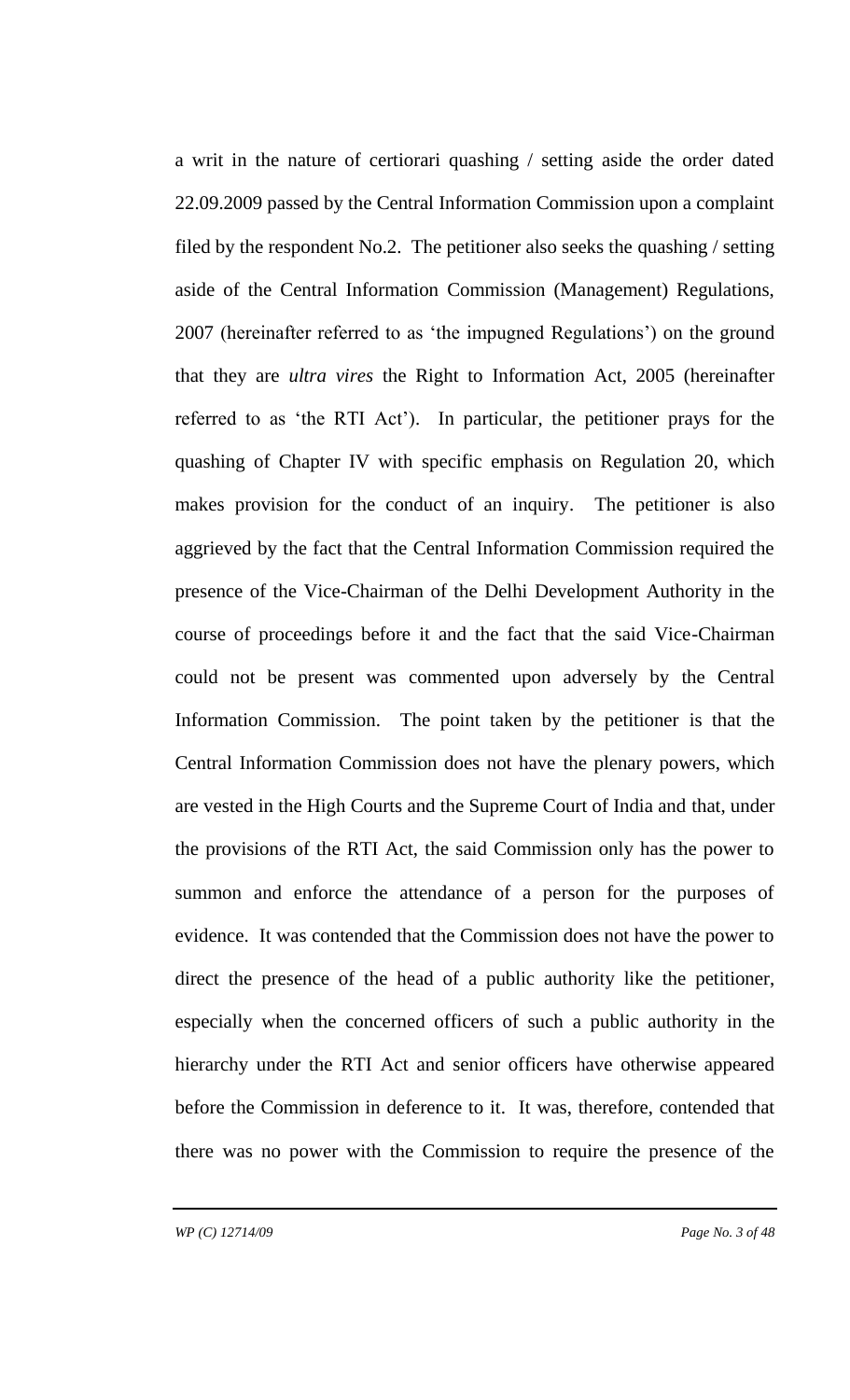a writ in the nature of certiorari quashing / setting aside the order dated 22.09.2009 passed by the Central Information Commission upon a complaint filed by the respondent No.2. The petitioner also seeks the quashing / setting aside of the Central Information Commission (Management) Regulations, 2007 (hereinafter referred to as 'the impugned Regulations') on the ground that they are *ultra vires* the Right to Information Act, 2005 (hereinafter referred to as 'the RTI Act'). In particular, the petitioner prays for the quashing of Chapter IV with specific emphasis on Regulation 20, which makes provision for the conduct of an inquiry. The petitioner is also aggrieved by the fact that the Central Information Commission required the presence of the Vice-Chairman of the Delhi Development Authority in the course of proceedings before it and the fact that the said Vice-Chairman could not be present was commented upon adversely by the Central Information Commission. The point taken by the petitioner is that the Central Information Commission does not have the plenary powers, which are vested in the High Courts and the Supreme Court of India and that, under the provisions of the RTI Act, the said Commission only has the power to summon and enforce the attendance of a person for the purposes of evidence. It was contended that the Commission does not have the power to direct the presence of the head of a public authority like the petitioner, especially when the concerned officers of such a public authority in the hierarchy under the RTI Act and senior officers have otherwise appeared before the Commission in deference to it. It was, therefore, contended that there was no power with the Commission to require the presence of the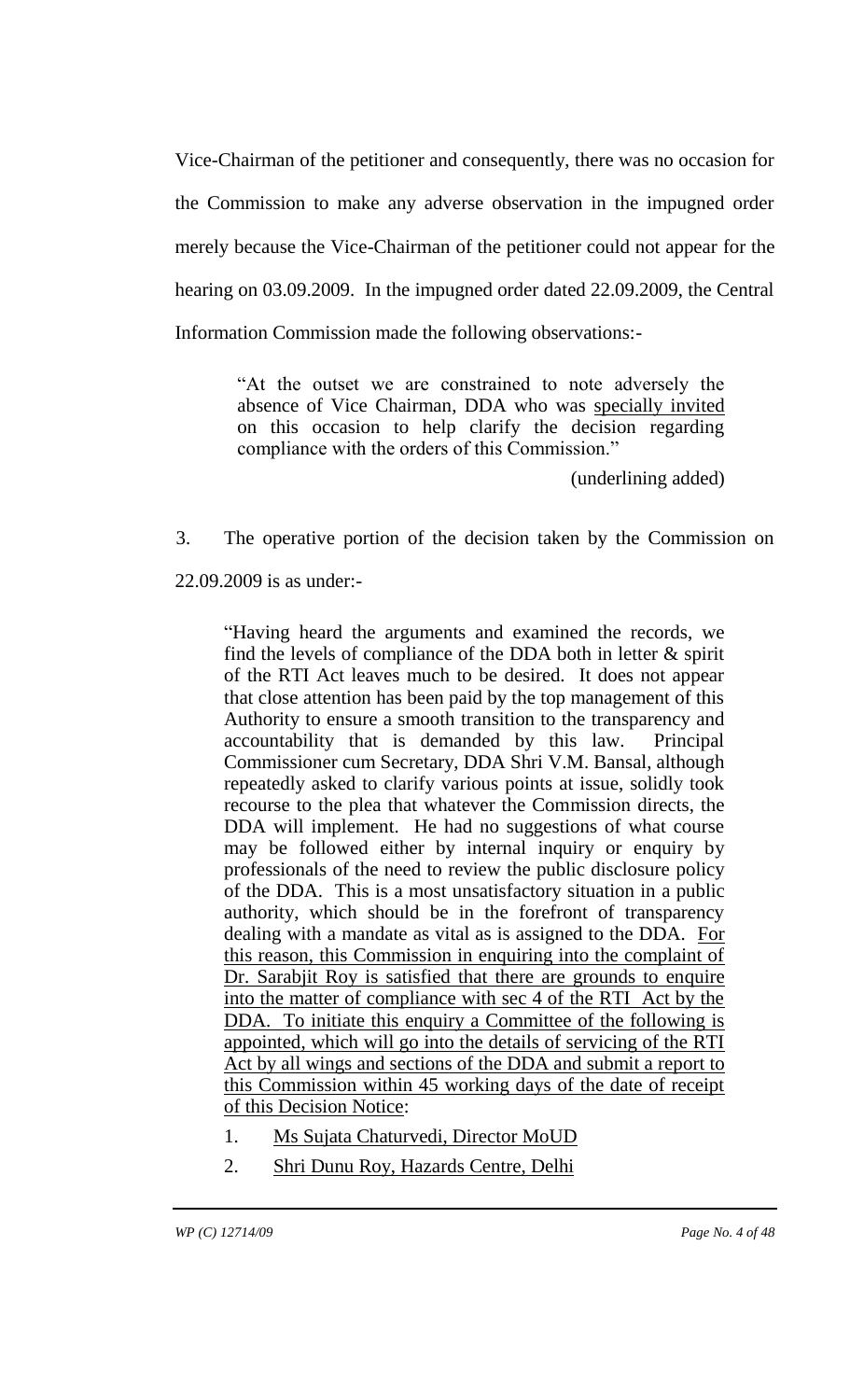Vice-Chairman of the petitioner and consequently, there was no occasion for the Commission to make any adverse observation in the impugned order merely because the Vice-Chairman of the petitioner could not appear for the hearing on 03.09.2009. In the impugned order dated 22.09.2009, the Central Information Commission made the following observations:-

> "At the outset we are constrained to note adversely the absence of Vice Chairman, DDA who was <u>specially invited</u> on this occasion to help clarify the decision regarding compliance with the orders of this Commission."
>
> (underlining added)

3. The operative portion of the decision taken by the Commission on 22.09.2009 is as under:-

> "Having heard the arguments and examined the records, we find the levels of compliance of the DDA both in letter & spirit of the RTI Act leaves much to be desired. It does not appear that close attention has been paid by the top management of this Authority to ensure a smooth transition to the transparency and accountability that is demanded by this law. Principal Commissioner cum Secretary, DDA Shri V.M. Bansal, although repeatedly asked to clarify various points at issue, solidly took recourse to the plea that whatever the Commission directs, the DDA will implement. He had no suggestions of what course may be followed either by internal inquiry or enquiry by professionals of the need to review the public disclosure policy of the DDA. This is a most unsatisfactory situation in a public authority, which should be in the forefront of transparency dealing with a mandate as vital as is assigned to the DDA. <u>For this reason, this Commission in enquiring into the complaint of Dr. Sarabjit Roy is satisfied that there are grounds to enquire into the matter of compliance with sec 4 of the RTI Act by the DDA. To initiate this enquiry a Committee of the following is appointed, which will go into the details of servicing of the RTI Act by all wings and sections of the DDA and submit a report to this Commission within 45 working days of the date of receipt of this Decision Notice</u>:
>
> 1. <u>Ms Sujata Chaturvedi, Director MoUD</u>
> 2. <u>Shri Dunu Roy, Hazards Centre, Delhi</u>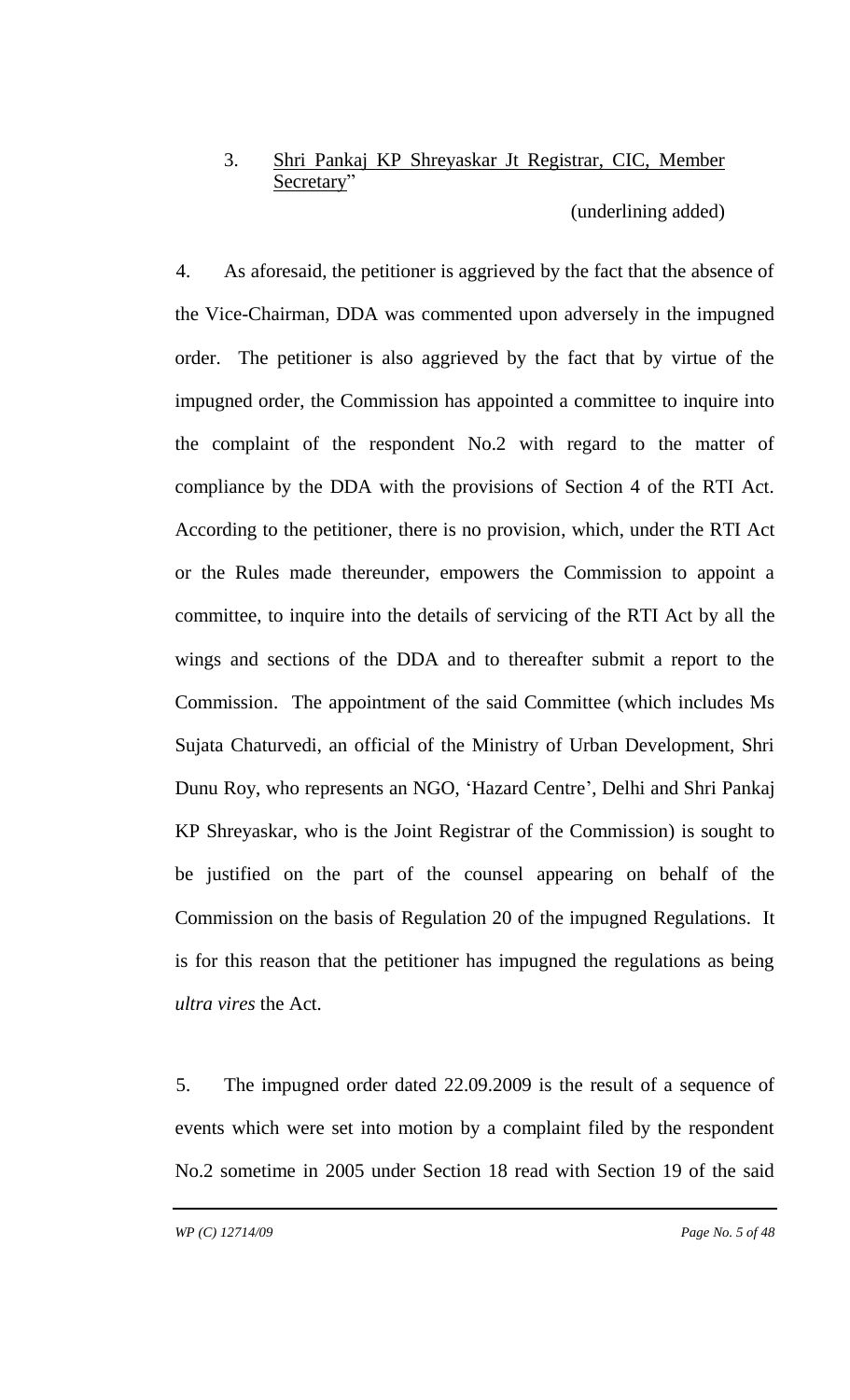3. <u>Shri Pankaj KP Shreyaskar Jt Registrar, CIC, Member Secretary</u>"

(underlining added)

4. As aforesaid, the petitioner is aggrieved by the fact that the absence of the Vice-Chairman, DDA was commented upon adversely in the impugned order. The petitioner is also aggrieved by the fact that by virtue of the impugned order, the Commission has appointed a committee to inquire into the complaint of the respondent No.2 with regard to the matter of compliance by the DDA with the provisions of Section 4 of the RTI Act. According to the petitioner, there is no provision, which, under the RTI Act or the Rules made thereunder, empowers the Commission to appoint a committee, to inquire into the details of servicing of the RTI Act by all the wings and sections of the DDA and to thereafter submit a report to the Commission. The appointment of the said Committee (which includes Ms Sujata Chaturvedi, an official of the Ministry of Urban Development, Shri Dunu Roy, who represents an NGO, 'Hazard Centre', Delhi and Shri Pankaj KP Shreyaskar, who is the Joint Registrar of the Commission) is sought to be justified on the part of the counsel appearing on behalf of the Commission on the basis of Regulation 20 of the impugned Regulations. It is for this reason that the petitioner has impugned the regulations as being *ultra vires* the Act.

5. The impugned order dated 22.09.2009 is the result of a sequence of events which were set into motion by a complaint filed by the respondent No.2 sometime in 2005 under Section 18 read with Section 19 of the said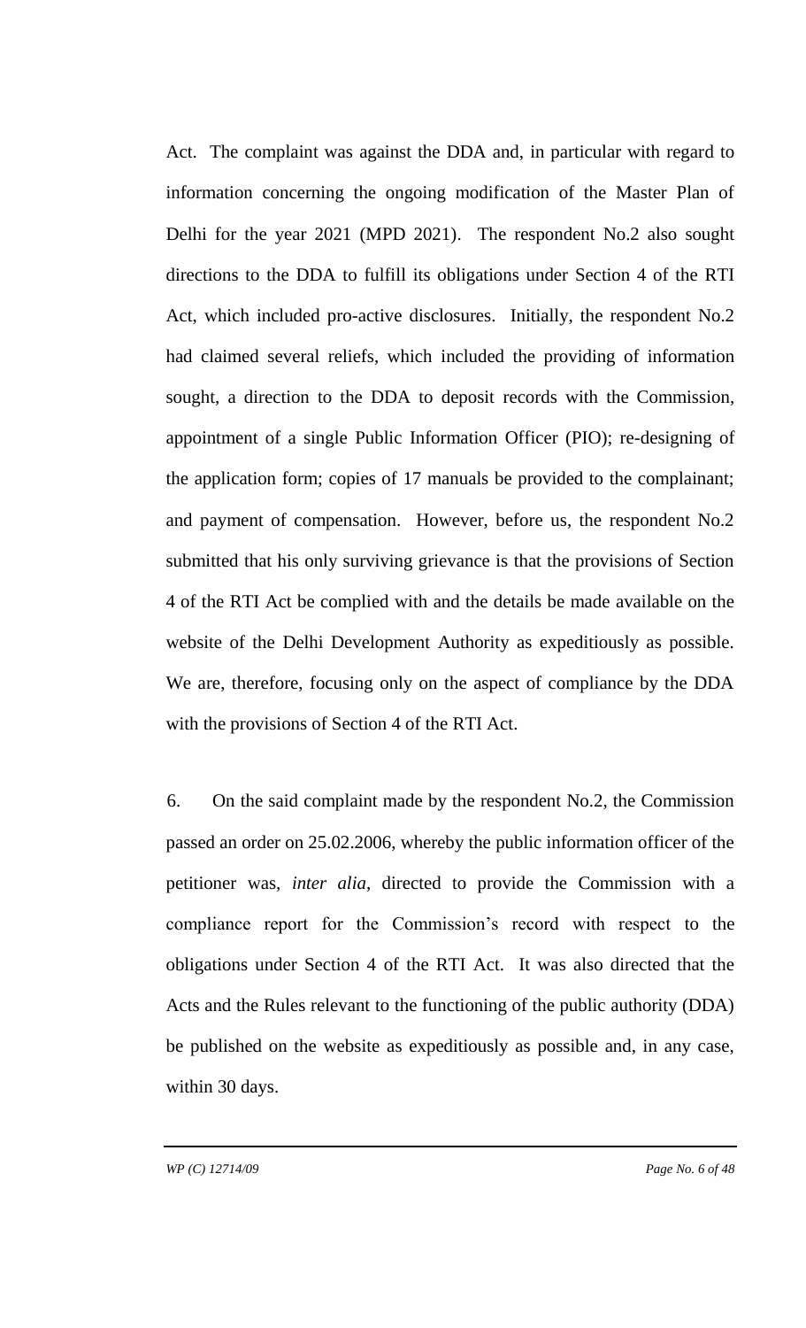Act. The complaint was against the DDA and, in particular with regard to information concerning the ongoing modification of the Master Plan of Delhi for the year 2021 (MPD 2021). The respondent No.2 also sought directions to the DDA to fulfill its obligations under Section 4 of the RTI Act, which included pro-active disclosures. Initially, the respondent No.2 had claimed several reliefs, which included the providing of information sought, a direction to the DDA to deposit records with the Commission, appointment of a single Public Information Officer (PIO); re-designing of the application form; copies of 17 manuals be provided to the complainant; and payment of compensation. However, before us, the respondent No.2 submitted that his only surviving grievance is that the provisions of Section 4 of the RTI Act be complied with and the details be made available on the website of the Delhi Development Authority as expeditiously as possible. We are, therefore, focusing only on the aspect of compliance by the DDA with the provisions of Section 4 of the RTI Act.

6. On the said complaint made by the respondent No.2, the Commission passed an order on 25.02.2006, whereby the public information officer of the petitioner was, *inter alia*, directed to provide the Commission with a compliance report for the Commission's record with respect to the obligations under Section 4 of the RTI Act. It was also directed that the Acts and the Rules relevant to the functioning of the public authority (DDA) be published on the website as expeditiously as possible and, in any case, within 30 days.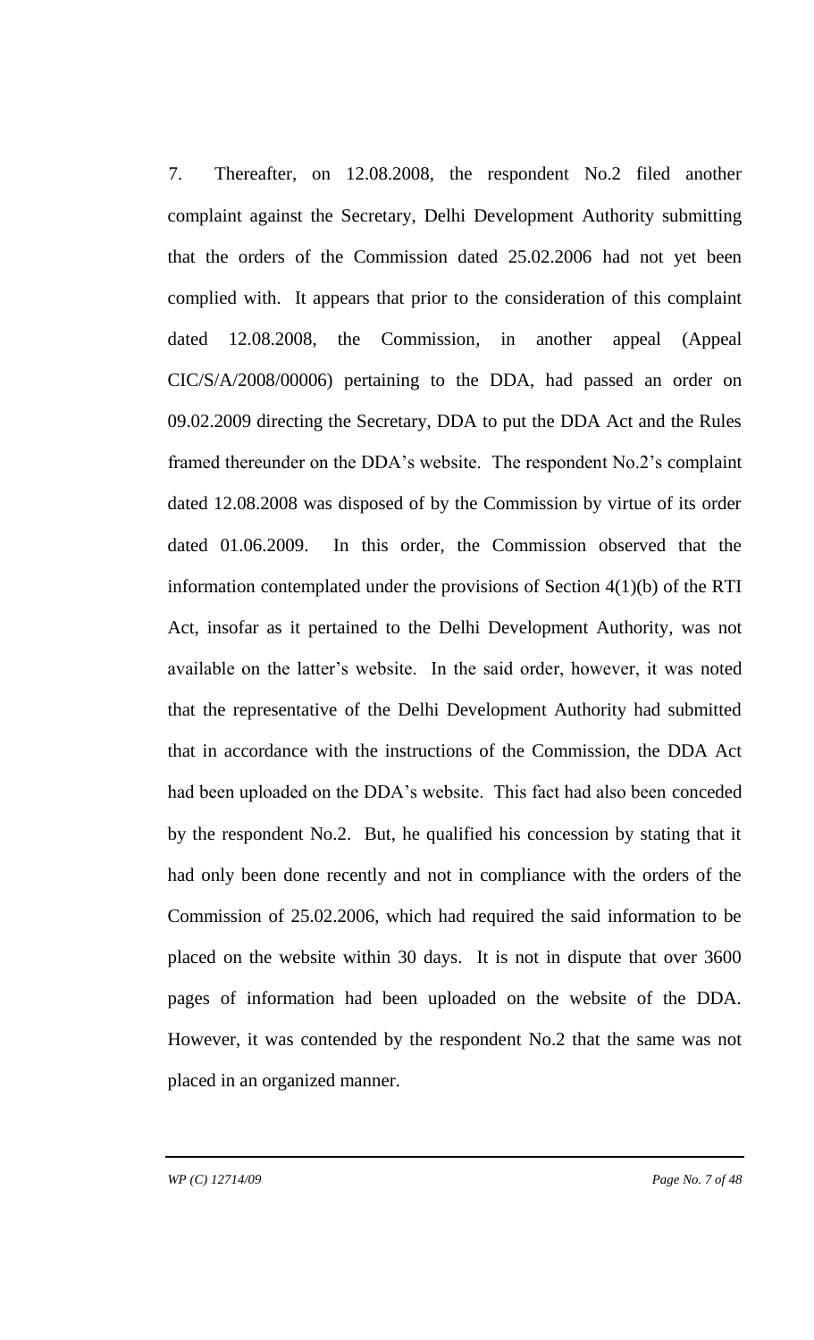7. Thereafter, on 12.08.2008, the respondent No.2 filed another complaint against the Secretary, Delhi Development Authority submitting that the orders of the Commission dated 25.02.2006 had not yet been complied with. It appears that prior to the consideration of this complaint dated 12.08.2008, the Commission, in another appeal (Appeal CIC/S/A/2008/00006) pertaining to the DDA, had passed an order on 09.02.2009 directing the Secretary, DDA to put the DDA Act and the Rules framed thereunder on the DDA's website. The respondent No.2's complaint dated 12.08.2008 was disposed of by the Commission by virtue of its order dated 01.06.2009. In this order, the Commission observed that the information contemplated under the provisions of Section 4(1)(b) of the RTI Act, insofar as it pertained to the Delhi Development Authority, was not available on the latter's website. In the said order, however, it was noted that the representative of the Delhi Development Authority had submitted that in accordance with the instructions of the Commission, the DDA Act had been uploaded on the DDA's website. This fact had also been conceded by the respondent No.2. But, he qualified his concession by stating that it had only been done recently and not in compliance with the orders of the Commission of 25.02.2006, which had required the said information to be placed on the website within 30 days. It is not in dispute that over 3600 pages of information had been uploaded on the website of the DDA. However, it was contended by the respondent No.2 that the same was not placed in an organized manner.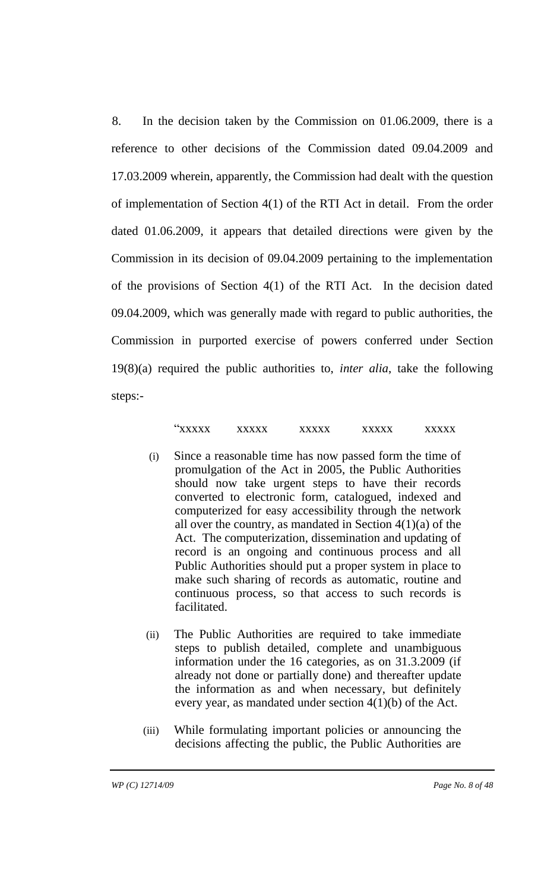8. In the decision taken by the Commission on 01.06.2009, there is a reference to other decisions of the Commission dated 09.04.2009 and 17.03.2009 wherein, apparently, the Commission had dealt with the question of implementation of Section 4(1) of the RTI Act in detail. From the order dated 01.06.2009, it appears that detailed directions were given by the Commission in its decision of 09.04.2009 pertaining to the implementation of the provisions of Section 4(1) of the RTI Act. In the decision dated 09.04.2009, which was generally made with regard to public authorities, the Commission in purported exercise of powers conferred under Section 19(8)(a) required the public authorities to, *inter alia*, take the following steps:-

> "xxxxx xxxxx xxxxx xxxxx xxxxx
>
> (i) Since a reasonable time has now passed form the time of promulgation of the Act in 2005, the Public Authorities should now take urgent steps to have their records converted to electronic form, catalogued, indexed and computerized for easy accessibility through the network all over the country, as mandated in Section 4(1)(a) of the Act. The computerization, dissemination and updating of record is an ongoing and continuous process and all Public Authorities should put a proper system in place to make such sharing of records as automatic, routine and continuous process, so that access to such records is facilitated.
>
> (ii) The Public Authorities are required to take immediate steps to publish detailed, complete and unambiguous information under the 16 categories, as on 31.3.2009 (if already not done or partially done) and thereafter update the information as and when necessary, but definitely every year, as mandated under section 4(1)(b) of the Act.
>
> (iii) While formulating important policies or announcing the decisions affecting the public, the Public Authorities are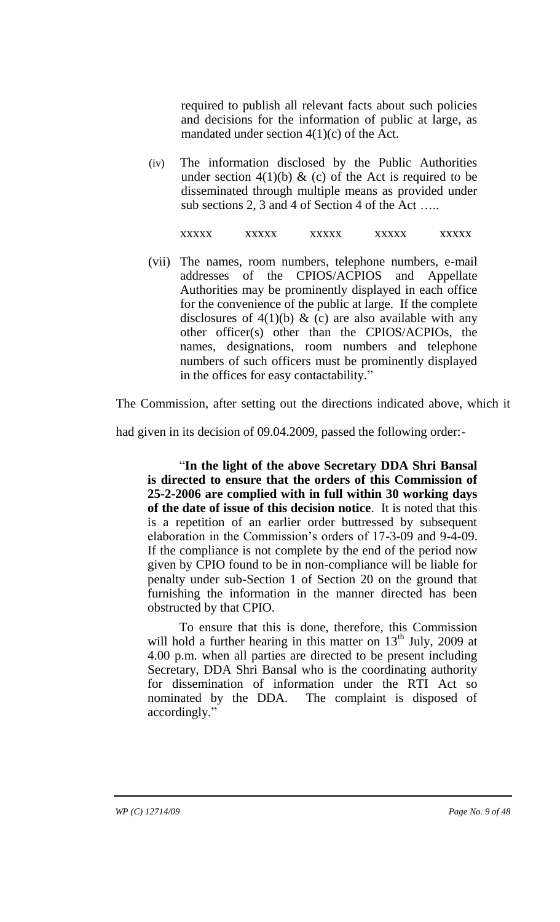> required to publish all relevant facts about such policies and decisions for the information of public at large, as mandated under section 4(1)(c) of the Act.
>
> (iv) The information disclosed by the Public Authorities under section 4(1)(b) & (c) of the Act is required to be disseminated through multiple means as provided under sub sections 2, 3 and 4 of Section 4 of the Act …..
>
> xxxxx xxxxx xxxxx xxxxx xxxxx
>
> (vii) The names, room numbers, telephone numbers, e-mail addresses of the CPIOS/ACPIOS and Appellate Authorities may be prominently displayed in each office for the convenience of the public at large. If the complete disclosures of 4(1)(b) & (c) are also available with any other officer(s) other than the CPIOS/ACPIOs, the names, designations, room numbers and telephone numbers of such officers must be prominently displayed in the offices for easy contactability."

The Commission, after setting out the directions indicated above, which it had given in its decision of 09.04.2009, passed the following order:-

> "**In the light of the above Secretary DDA Shri Bansal is directed to ensure that the orders of this Commission of 25-2-2006 are complied with in full within 30 working days of the date of issue of this decision notice**. It is noted that this is a repetition of an earlier order buttressed by subsequent elaboration in the Commission's orders of 17-3-09 and 9-4-09. If the compliance is not complete by the end of the period now given by CPIO found to be in non-compliance will be liable for penalty under sub-Section 1 of Section 20 on the ground that furnishing the information in the manner directed has been obstructed by that CPIO.
>
> To ensure that this is done, therefore, this Commission will hold a further hearing in this matter on 13th July, 2009 at 4.00 p.m. when all parties are directed to be present including Secretary, DDA Shri Bansal who is the coordinating authority for dissemination of information under the RTI Act so nominated by the DDA. The complaint is disposed of accordingly."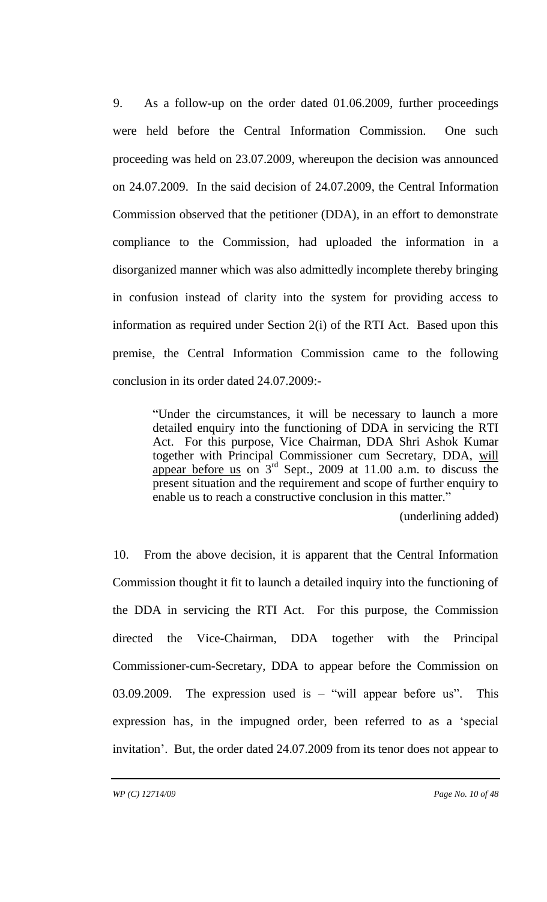9. As a follow-up on the order dated 01.06.2009, further proceedings were held before the Central Information Commission. One such proceeding was held on 23.07.2009, whereupon the decision was announced on 24.07.2009. In the said decision of 24.07.2009, the Central Information Commission observed that the petitioner (DDA), in an effort to demonstrate compliance to the Commission, had uploaded the information in a disorganized manner which was also admittedly incomplete thereby bringing in confusion instead of clarity into the system for providing access to information as required under Section 2(i) of the RTI Act. Based upon this premise, the Central Information Commission came to the following conclusion in its order dated 24.07.2009:-

> "Under the circumstances, it will be necessary to launch a more detailed enquiry into the functioning of DDA in servicing the RTI Act. For this purpose, Vice Chairman, DDA Shri Ashok Kumar together with Principal Commissioner cum Secretary, DDA, <u>will appear before us</u> on 3rd Sept., 2009 at 11.00 a.m. to discuss the present situation and the requirement and scope of further enquiry to enable us to reach a constructive conclusion in this matter."
>
> (underlining added)

10. From the above decision, it is apparent that the Central Information Commission thought it fit to launch a detailed inquiry into the functioning of the DDA in servicing the RTI Act. For this purpose, the Commission directed the Vice-Chairman, DDA together with the Principal Commissioner-cum-Secretary, DDA to appear before the Commission on 03.09.2009. The expression used is – "will appear before us". This expression has, in the impugned order, been referred to as a 'special invitation'. But, the order dated 24.07.2009 from its tenor does not appear to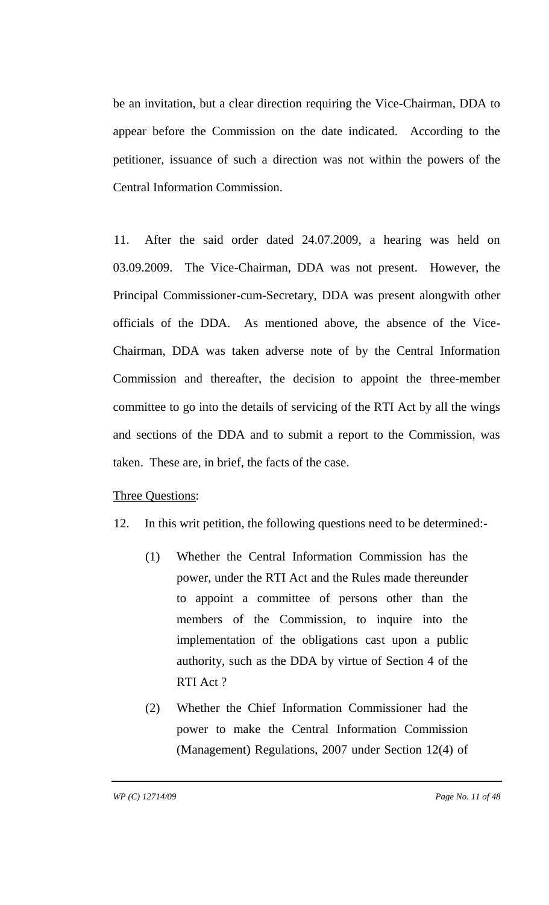be an invitation, but a clear direction requiring the Vice-Chairman, DDA to appear before the Commission on the date indicated. According to the petitioner, issuance of such a direction was not within the powers of the Central Information Commission.

11. After the said order dated 24.07.2009, a hearing was held on 03.09.2009. The Vice-Chairman, DDA was not present. However, the Principal Commissioner-cum-Secretary, DDA was present alongwith other officials of the DDA. As mentioned above, the absence of the Vice-Chairman, DDA was taken adverse note of by the Central Information Commission and thereafter, the decision to appoint the three-member committee to go into the details of servicing of the RTI Act by all the wings and sections of the DDA and to submit a report to the Commission, was taken. These are, in brief, the facts of the case.

Three Questions:

12. In this writ petition, the following questions need to be determined:-

(1) Whether the Central Information Commission has the power, under the RTI Act and the Rules made thereunder to appoint a committee of persons other than the members of the Commission, to inquire into the implementation of the obligations cast upon a public authority, such as the DDA by virtue of Section 4 of the RTI Act ?

(2) Whether the Chief Information Commissioner had the power to make the Central Information Commission (Management) Regulations, 2007 under Section 12(4) of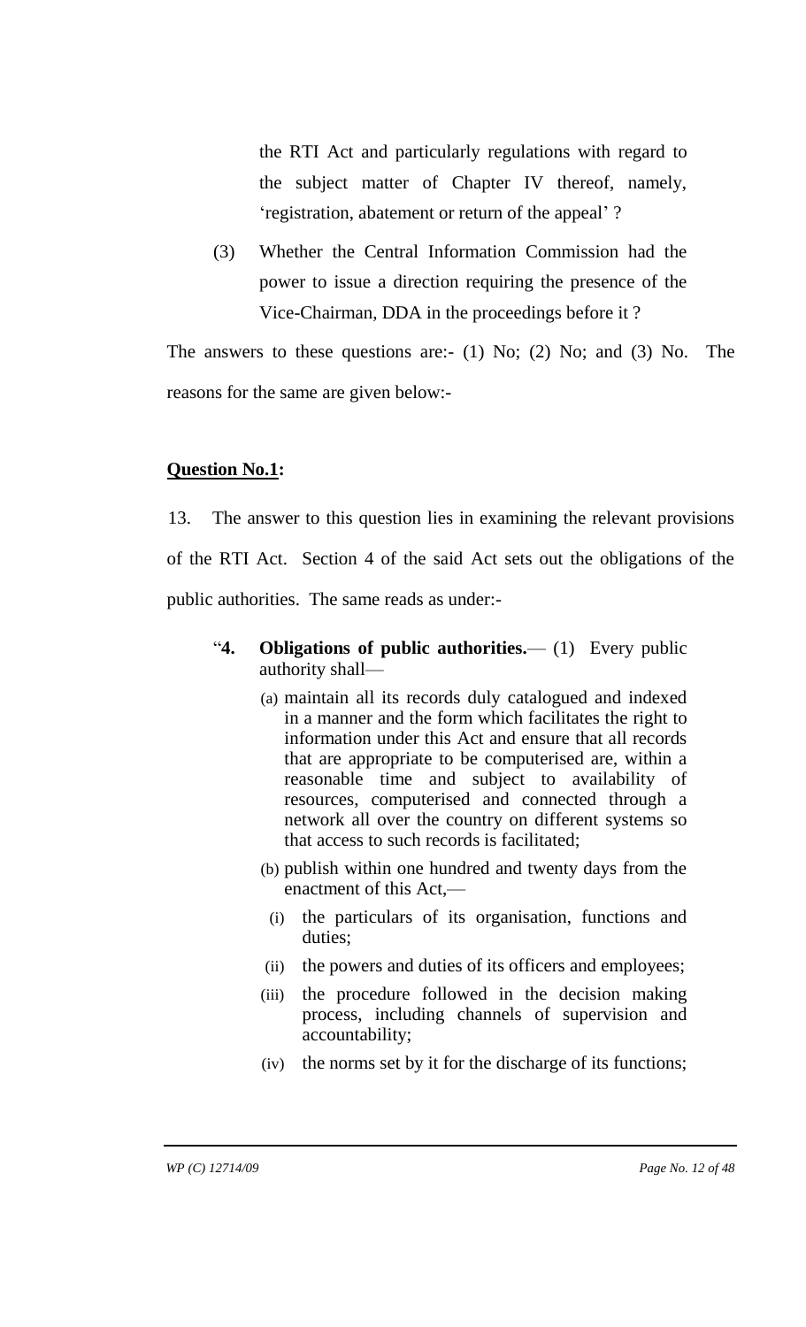the RTI Act and particularly regulations with regard to the subject matter of Chapter IV thereof, namely, 'registration, abatement or return of the appeal' ?

(3) Whether the Central Information Commission had the power to issue a direction requiring the presence of the Vice-Chairman, DDA in the proceedings before it ?

The answers to these questions are:- (1) No; (2) No; and (3) No. The reasons for the same are given below:-

**<u>Question No.1:</u>**

13. The answer to this question lies in examining the relevant provisions of the RTI Act. Section 4 of the said Act sets out the obligations of the public authorities. The same reads as under:-

> "**4. Obligations of public authorities.**— (1) Every public authority shall—
>
> (a) maintain all its records duly catalogued and indexed in a manner and the form which facilitates the right to information under this Act and ensure that all records that are appropriate to be computerised are, within a reasonable time and subject to availability of resources, computerised and connected through a network all over the country on different systems so that access to such records is facilitated;
>
> (b) publish within one hundred and twenty days from the enactment of this Act,—
>
> (i) the particulars of its organisation, functions and duties;
>
> (ii) the powers and duties of its officers and employees;
>
> (iii) the procedure followed in the decision making process, including channels of supervision and accountability;
>
> (iv) the norms set by it for the discharge of its functions;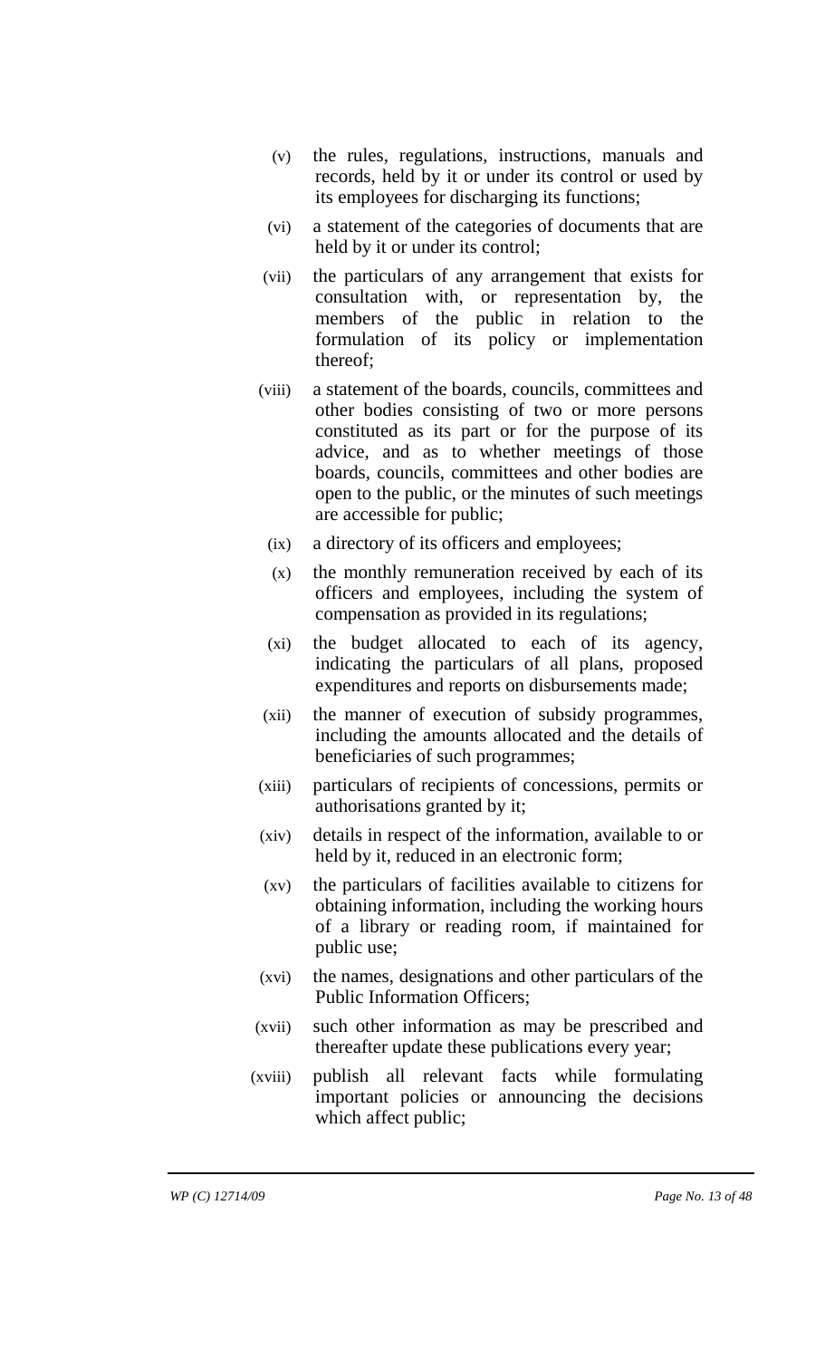(v) the rules, regulations, instructions, manuals and records, held by it or under its control or used by its employees for discharging its functions;

(vi) a statement of the categories of documents that are held by it or under its control;

(vii) the particulars of any arrangement that exists for consultation with, or representation by, the members of the public in relation to the formulation of its policy or implementation thereof;

(viii) a statement of the boards, councils, committees and other bodies consisting of two or more persons constituted as its part or for the purpose of its advice, and as to whether meetings of those boards, councils, committees and other bodies are open to the public, or the minutes of such meetings are accessible for public;

(ix) a directory of its officers and employees;

(x) the monthly remuneration received by each of its officers and employees, including the system of compensation as provided in its regulations;

(xi) the budget allocated to each of its agency, indicating the particulars of all plans, proposed expenditures and reports on disbursements made;

(xii) the manner of execution of subsidy programmes, including the amounts allocated and the details of beneficiaries of such programmes;

(xiii) particulars of recipients of concessions, permits or authorisations granted by it;

(xiv) details in respect of the information, available to or held by it, reduced in an electronic form;

(xv) the particulars of facilities available to citizens for obtaining information, including the working hours of a library or reading room, if maintained for public use;

(xvi) the names, designations and other particulars of the Public Information Officers;

(xvii) such other information as may be prescribed and thereafter update these publications every year;

(xviii) publish all relevant facts while formulating important policies or announcing the decisions which affect public;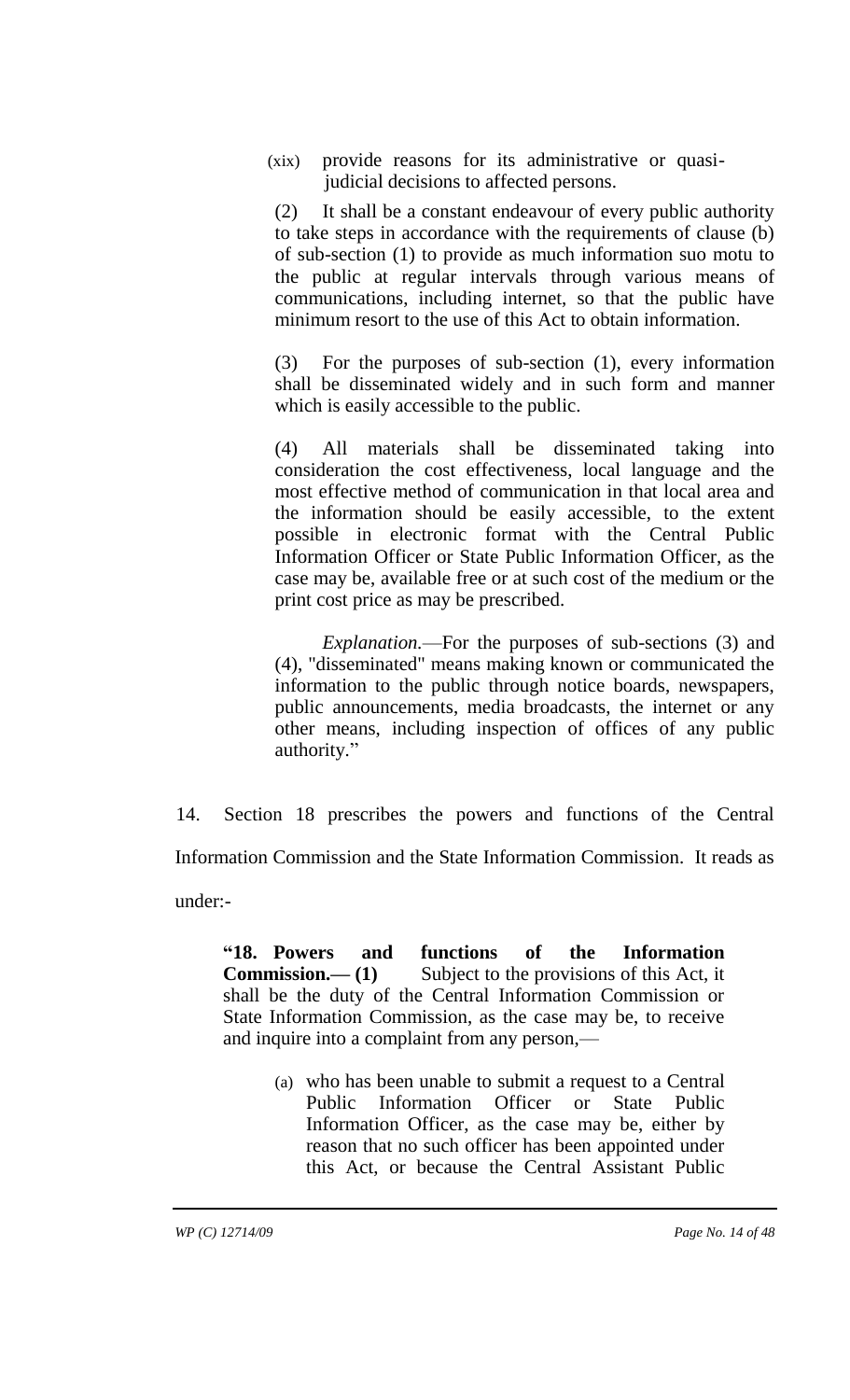(xix) provide reasons for its administrative or quasi-judicial decisions to affected persons.

(2) It shall be a constant endeavour of every public authority to take steps in accordance with the requirements of clause (b) of sub-section (1) to provide as much information suo motu to the public at regular intervals through various means of communications, including internet, so that the public have minimum resort to the use of this Act to obtain information.

(3) For the purposes of sub-section (1), every information shall be disseminated widely and in such form and manner which is easily accessible to the public.

(4) All materials shall be disseminated taking into consideration the cost effectiveness, local language and the most effective method of communication in that local area and the information should be easily accessible, to the extent possible in electronic format with the Central Public Information Officer or State Public Information Officer, as the case may be, available free or at such cost of the medium or the print cost price as may be prescribed.

*Explanation.*—For the purposes of sub-sections (3) and (4), "disseminated" means making known or communicated the information to the public through notice boards, newspapers, public announcements, media broadcasts, the internet or any other means, including inspection of offices of any public authority."

14. Section 18 prescribes the powers and functions of the Central Information Commission and the State Information Commission. It reads as under:-

**"18. Powers and functions of the Information Commission.— (1)** Subject to the provisions of this Act, it shall be the duty of the Central Information Commission or State Information Commission, as the case may be, to receive and inquire into a complaint from any person,—

(a) who has been unable to submit a request to a Central Public Information Officer or State Public Information Officer, as the case may be, either by reason that no such officer has been appointed under this Act, or because the Central Assistant Public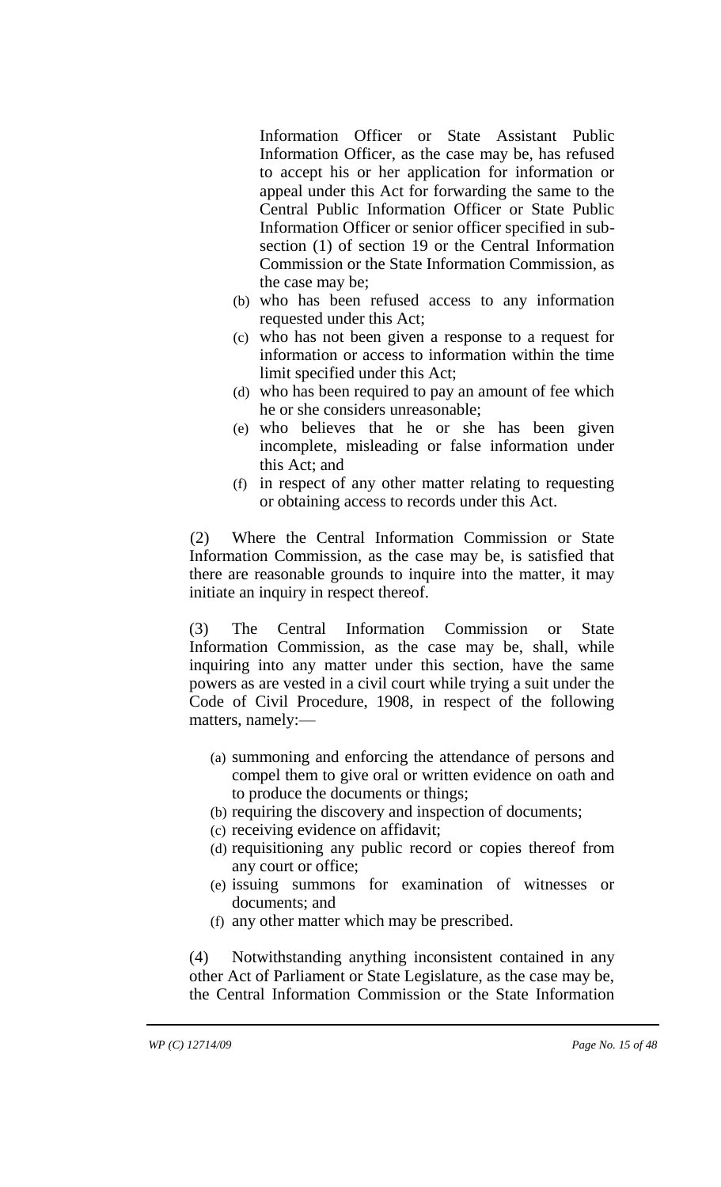Information Officer or State Assistant Public Information Officer, as the case may be, has refused to accept his or her application for information or appeal under this Act for forwarding the same to the Central Public Information Officer or State Public Information Officer or senior officer specified in sub-section (1) of section 19 or the Central Information Commission or the State Information Commission, as the case may be;

(b) who has been refused access to any information requested under this Act;

(c) who has not been given a response to a request for information or access to information within the time limit specified under this Act;

(d) who has been required to pay an amount of fee which he or she considers unreasonable;

(e) who believes that he or she has been given incomplete, misleading or false information under this Act; and

(f) in respect of any other matter relating to requesting or obtaining access to records under this Act.

(2) Where the Central Information Commission or State Information Commission, as the case may be, is satisfied that there are reasonable grounds to inquire into the matter, it may initiate an inquiry in respect thereof.

(3) The Central Information Commission or State Information Commission, as the case may be, shall, while inquiring into any matter under this section, have the same powers as are vested in a civil court while trying a suit under the Code of Civil Procedure, 1908, in respect of the following matters, namely:—

(a) summoning and enforcing the attendance of persons and compel them to give oral or written evidence on oath and to produce the documents or things;

(b) requiring the discovery and inspection of documents;

(c) receiving evidence on affidavit;

(d) requisitioning any public record or copies thereof from any court or office;

(e) issuing summons for examination of witnesses or documents; and

(f) any other matter which may be prescribed.

(4) Notwithstanding anything inconsistent contained in any other Act of Parliament or State Legislature, as the case may be, the Central Information Commission or the State Information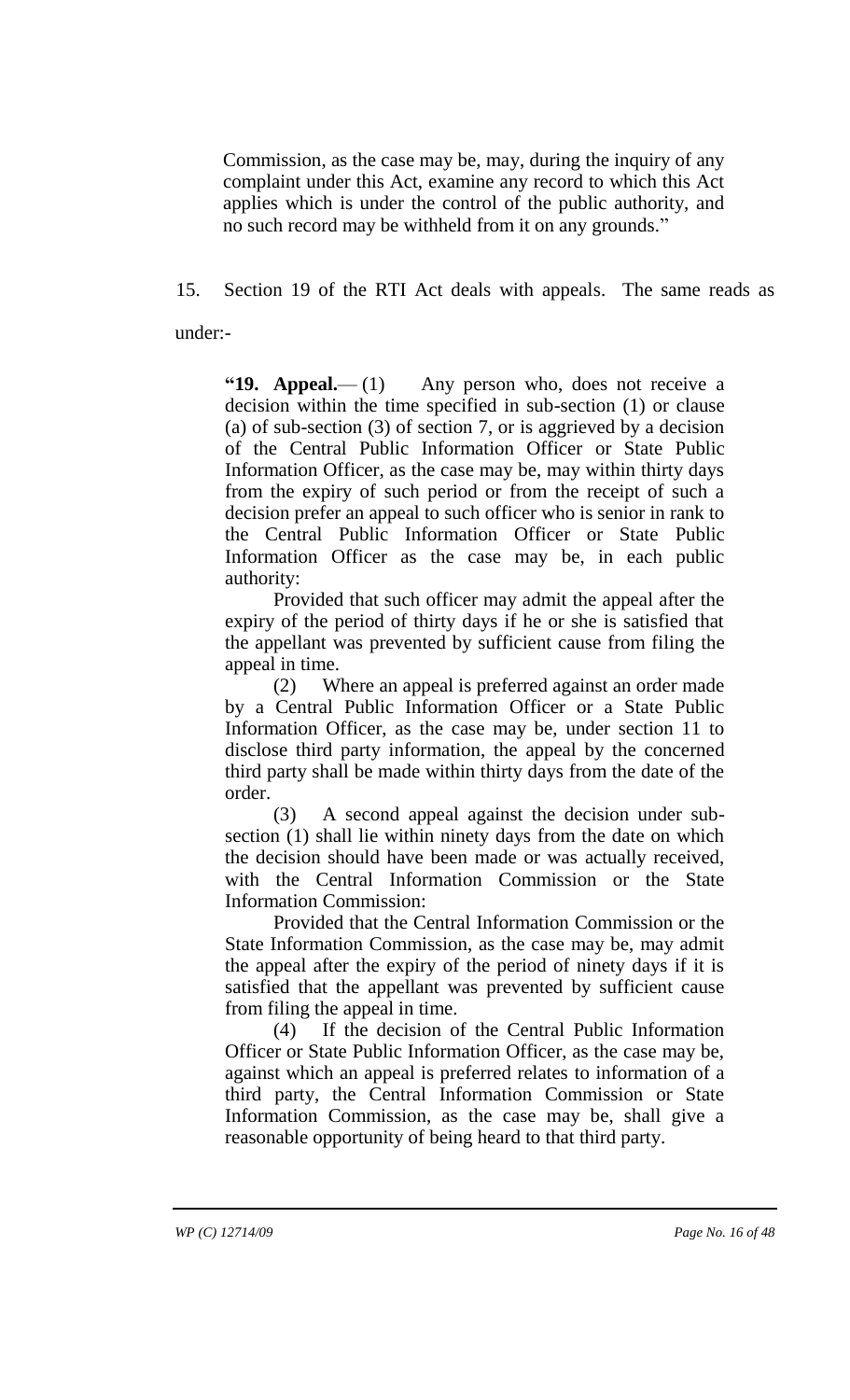Commission, as the case may be, may, during the inquiry of any complaint under this Act, examine any record to which this Act applies which is under the control of the public authority, and no such record may be withheld from it on any grounds."

15. Section 19 of the RTI Act deals with appeals. The same reads as under:-

> "**19. Appeal.**— (1) Any person who, does not receive a decision within the time specified in sub-section (1) or clause (a) of sub-section (3) of section 7, or is aggrieved by a decision of the Central Public Information Officer or State Public Information Officer, as the case may be, may within thirty days from the expiry of such period or from the receipt of such a decision prefer an appeal to such officer who is senior in rank to the Central Public Information Officer or State Public Information Officer as the case may be, in each public authority:
>
> Provided that such officer may admit the appeal after the expiry of the period of thirty days if he or she is satisfied that the appellant was prevented by sufficient cause from filing the appeal in time.
>
> (2) Where an appeal is preferred against an order made by a Central Public Information Officer or a State Public Information Officer, as the case may be, under section 11 to disclose third party information, the appeal by the concerned third party shall be made within thirty days from the date of the order.
>
> (3) A second appeal against the decision under sub-section (1) shall lie within ninety days from the date on which the decision should have been made or was actually received, with the Central Information Commission or the State Information Commission:
>
> Provided that the Central Information Commission or the State Information Commission, as the case may be, may admit the appeal after the expiry of the period of ninety days if it is satisfied that the appellant was prevented by sufficient cause from filing the appeal in time.
>
> (4) If the decision of the Central Public Information Officer or State Public Information Officer, as the case may be, against which an appeal is preferred relates to information of a third party, the Central Information Commission or State Information Commission, as the case may be, shall give a reasonable opportunity of being heard to that third party.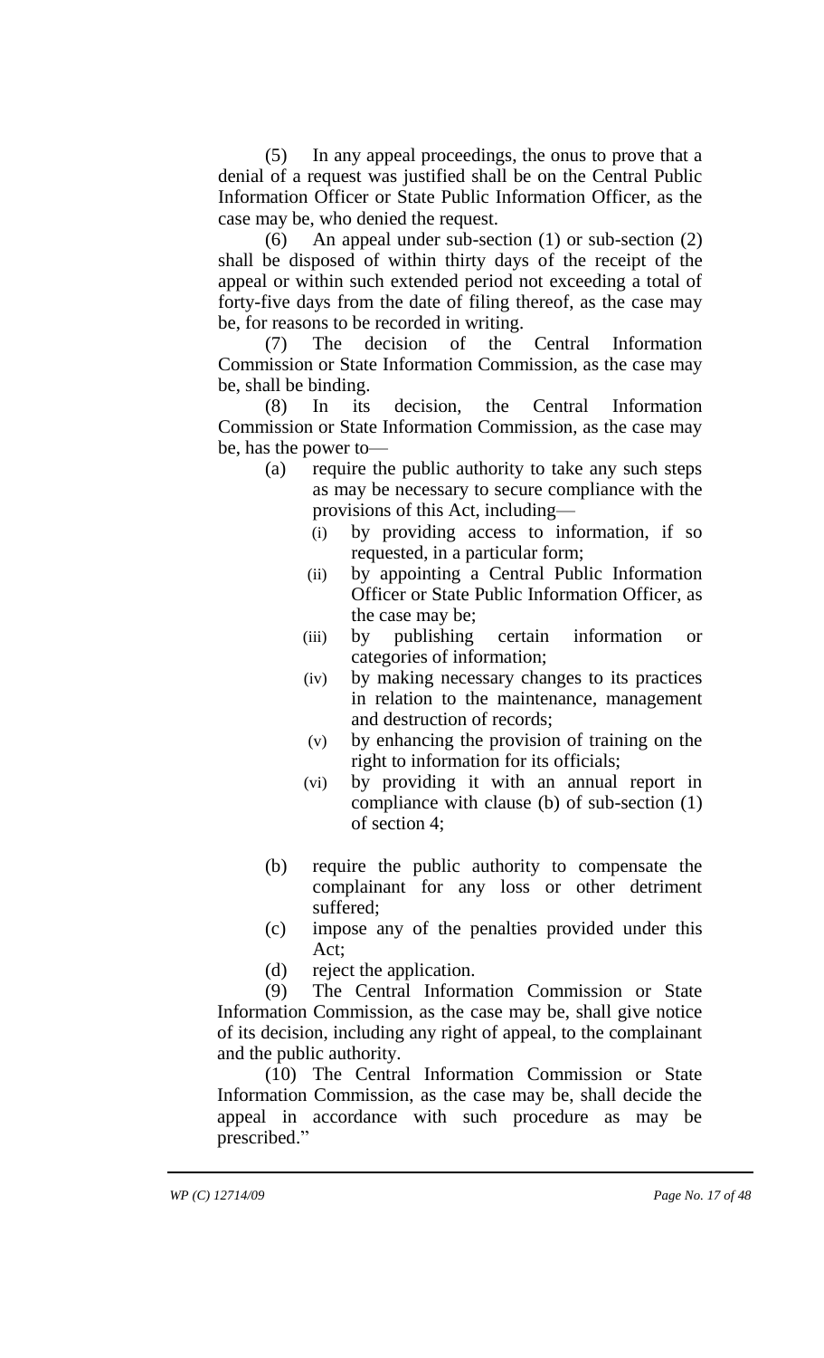(5) In any appeal proceedings, the onus to prove that a denial of a request was justified shall be on the Central Public Information Officer or State Public Information Officer, as the case may be, who denied the request.

(6) An appeal under sub-section (1) or sub-section (2) shall be disposed of within thirty days of the receipt of the appeal or within such extended period not exceeding a total of forty-five days from the date of filing thereof, as the case may be, for reasons to be recorded in writing.

(7) The decision of the Central Information Commission or State Information Commission, as the case may be, shall be binding.

(8) In its decision, the Central Information Commission or State Information Commission, as the case may be, has the power to—

- (a) require the public authority to take any such steps as may be necessary to secure compliance with the provisions of this Act, including—
  - (i) by providing access to information, if so requested, in a particular form;
  - (ii) by appointing a Central Public Information Officer or State Public Information Officer, as the case may be;
  - (iii) by publishing certain information or categories of information;
  - (iv) by making necessary changes to its practices in relation to the maintenance, management and destruction of records;
  - (v) by enhancing the provision of training on the right to information for its officials;
  - (vi) by providing it with an annual report in compliance with clause (b) of sub-section (1) of section 4;
- (b) require the public authority to compensate the complainant for any loss or other detriment suffered;
- (c) impose any of the penalties provided under this Act;
- (d) reject the application.

(9) The Central Information Commission or State Information Commission, as the case may be, shall give notice of its decision, including any right of appeal, to the complainant and the public authority.

(10) The Central Information Commission or State Information Commission, as the case may be, shall decide the appeal in accordance with such procedure as may be prescribed."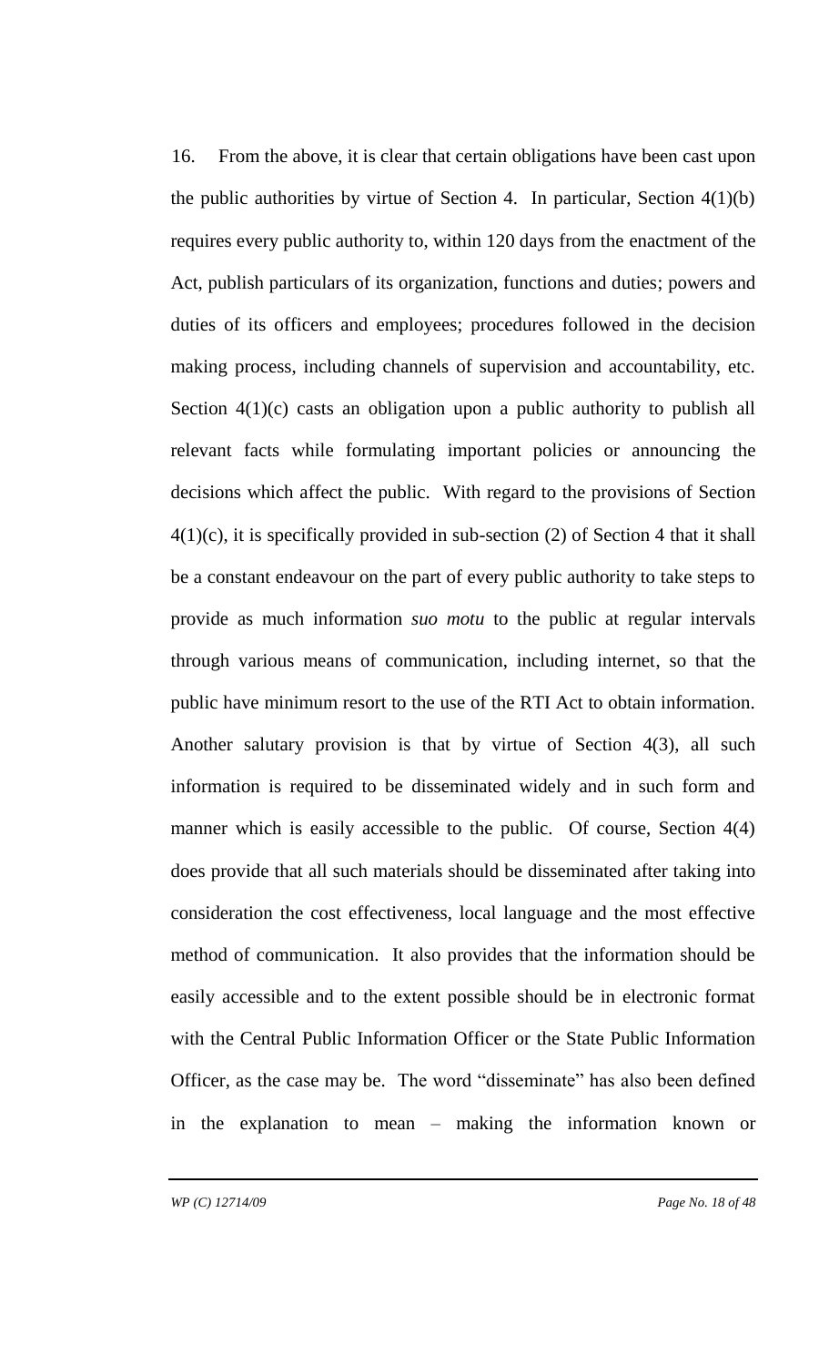16. From the above, it is clear that certain obligations have been cast upon the public authorities by virtue of Section 4. In particular, Section 4(1)(b) requires every public authority to, within 120 days from the enactment of the Act, publish particulars of its organization, functions and duties; powers and duties of its officers and employees; procedures followed in the decision making process, including channels of supervision and accountability, etc. Section 4(1)(c) casts an obligation upon a public authority to publish all relevant facts while formulating important policies or announcing the decisions which affect the public. With regard to the provisions of Section 4(1)(c), it is specifically provided in sub-section (2) of Section 4 that it shall be a constant endeavour on the part of every public authority to take steps to provide as much information *suo motu* to the public at regular intervals through various means of communication, including internet, so that the public have minimum resort to the use of the RTI Act to obtain information. Another salutary provision is that by virtue of Section 4(3), all such information is required to be disseminated widely and in such form and manner which is easily accessible to the public. Of course, Section 4(4) does provide that all such materials should be disseminated after taking into consideration the cost effectiveness, local language and the most effective method of communication. It also provides that the information should be easily accessible and to the extent possible should be in electronic format with the Central Public Information Officer or the State Public Information Officer, as the case may be. The word "disseminate" has also been defined in the explanation to mean – making the information known or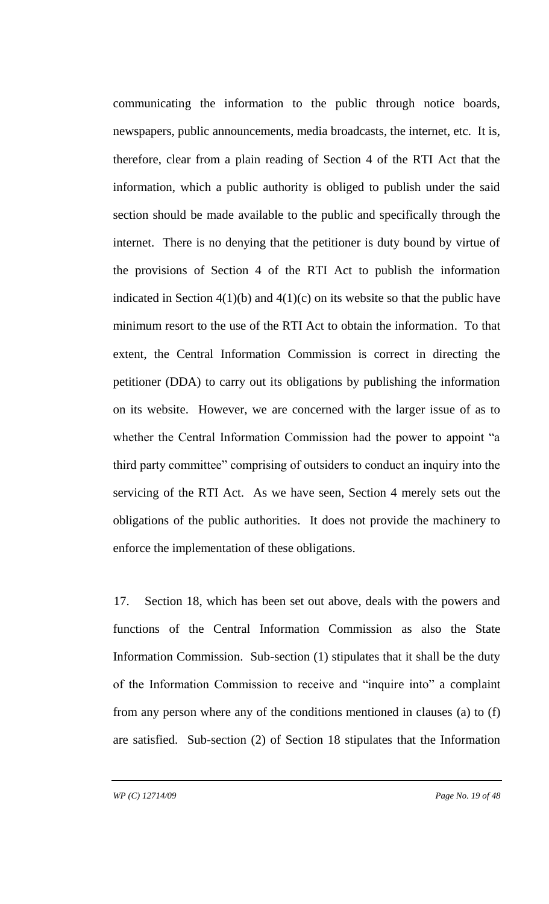communicating the information to the public through notice boards, newspapers, public announcements, media broadcasts, the internet, etc. It is, therefore, clear from a plain reading of Section 4 of the RTI Act that the information, which a public authority is obliged to publish under the said section should be made available to the public and specifically through the internet. There is no denying that the petitioner is duty bound by virtue of the provisions of Section 4 of the RTI Act to publish the information indicated in Section 4(1)(b) and 4(1)(c) on its website so that the public have minimum resort to the use of the RTI Act to obtain the information. To that extent, the Central Information Commission is correct in directing the petitioner (DDA) to carry out its obligations by publishing the information on its website. However, we are concerned with the larger issue of as to whether the Central Information Commission had the power to appoint "a third party committee" comprising of outsiders to conduct an inquiry into the servicing of the RTI Act. As we have seen, Section 4 merely sets out the obligations of the public authorities. It does not provide the machinery to enforce the implementation of these obligations.

17. Section 18, which has been set out above, deals with the powers and functions of the Central Information Commission as also the State Information Commission. Sub-section (1) stipulates that it shall be the duty of the Information Commission to receive and "inquire into" a complaint from any person where any of the conditions mentioned in clauses (a) to (f) are satisfied. Sub-section (2) of Section 18 stipulates that the Information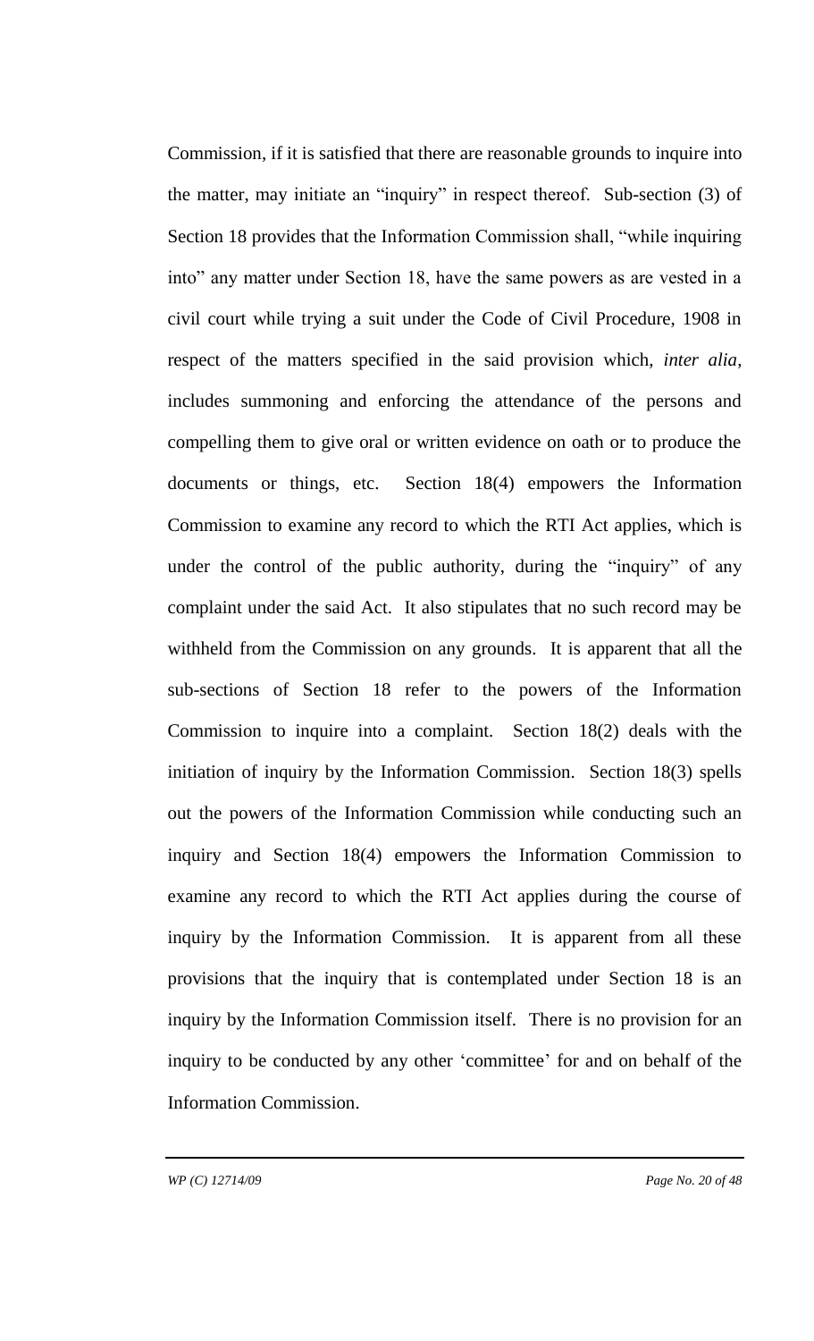Commission, if it is satisfied that there are reasonable grounds to inquire into the matter, may initiate an "inquiry" in respect thereof. Sub-section (3) of Section 18 provides that the Information Commission shall, "while inquiring into" any matter under Section 18, have the same powers as are vested in a civil court while trying a suit under the Code of Civil Procedure, 1908 in respect of the matters specified in the said provision which, *inter alia*, includes summoning and enforcing the attendance of the persons and compelling them to give oral or written evidence on oath or to produce the documents or things, etc. Section 18(4) empowers the Information Commission to examine any record to which the RTI Act applies, which is under the control of the public authority, during the "inquiry" of any complaint under the said Act. It also stipulates that no such record may be withheld from the Commission on any grounds. It is apparent that all the sub-sections of Section 18 refer to the powers of the Information Commission to inquire into a complaint. Section 18(2) deals with the initiation of inquiry by the Information Commission. Section 18(3) spells out the powers of the Information Commission while conducting such an inquiry and Section 18(4) empowers the Information Commission to examine any record to which the RTI Act applies during the course of inquiry by the Information Commission. It is apparent from all these provisions that the inquiry that is contemplated under Section 18 is an inquiry by the Information Commission itself. There is no provision for an inquiry to be conducted by any other 'committee' for and on behalf of the Information Commission.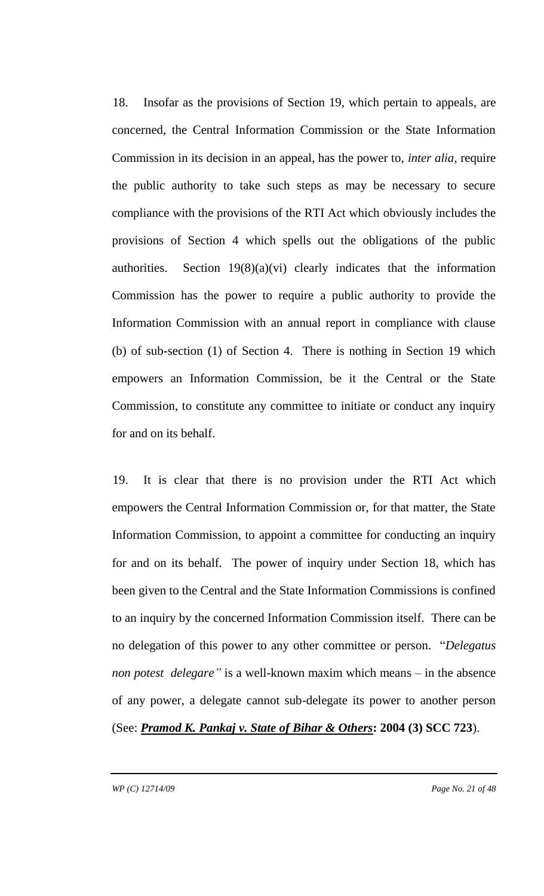18. Insofar as the provisions of Section 19, which pertain to appeals, are concerned, the Central Information Commission or the State Information Commission in its decision in an appeal, has the power to, *inter alia*, require the public authority to take such steps as may be necessary to secure compliance with the provisions of the RTI Act which obviously includes the provisions of Section 4 which spells out the obligations of the public authorities. Section 19(8)(a)(vi) clearly indicates that the information Commission has the power to require a public authority to provide the Information Commission with an annual report in compliance with clause (b) of sub-section (1) of Section 4. There is nothing in Section 19 which empowers an Information Commission, be it the Central or the State Commission, to constitute any committee to initiate or conduct any inquiry for and on its behalf.

19. It is clear that there is no provision under the RTI Act which empowers the Central Information Commission or, for that matter, the State Information Commission, to appoint a committee for conducting an inquiry for and on its behalf. The power of inquiry under Section 18, which has been given to the Central and the State Information Commissions is confined to an inquiry by the concerned Information Commission itself. There can be no delegation of this power to any other committee or person. "*Delegatus non potest delegare"* is a well-known maxim which means – in the absence of any power, a delegate cannot sub-delegate its power to another person (See: ***Pramod K. Pankaj v. State of Bihar & Others*: 2004 (3) SCC 723**).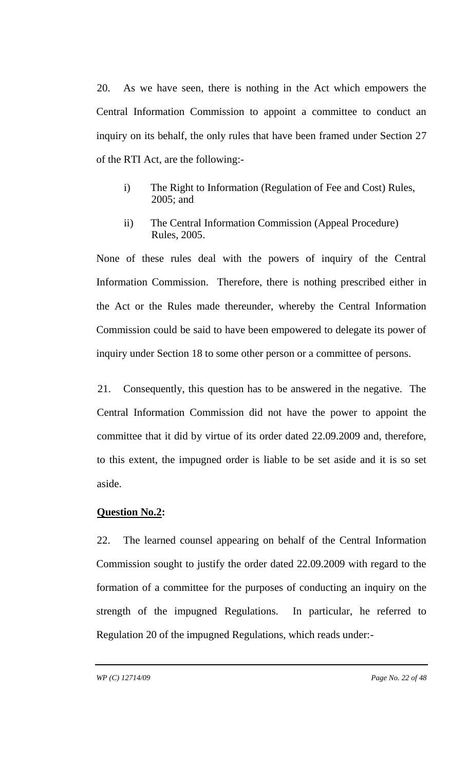20. As we have seen, there is nothing in the Act which empowers the Central Information Commission to appoint a committee to conduct an inquiry on its behalf, the only rules that have been framed under Section 27 of the RTI Act, are the following:-

i) The Right to Information (Regulation of Fee and Cost) Rules, 2005; and

ii) The Central Information Commission (Appeal Procedure) Rules, 2005.

None of these rules deal with the powers of inquiry of the Central Information Commission. Therefore, there is nothing prescribed either in the Act or the Rules made thereunder, whereby the Central Information Commission could be said to have been empowered to delegate its power of inquiry under Section 18 to some other person or a committee of persons.

21. Consequently, this question has to be answered in the negative. The Central Information Commission did not have the power to appoint the committee that it did by virtue of its order dated 22.09.2009 and, therefore, to this extent, the impugned order is liable to be set aside and it is so set aside.

**Question No.2:**

22. The learned counsel appearing on behalf of the Central Information Commission sought to justify the order dated 22.09.2009 with regard to the formation of a committee for the purposes of conducting an inquiry on the strength of the impugned Regulations. In particular, he referred to Regulation 20 of the impugned Regulations, which reads under:-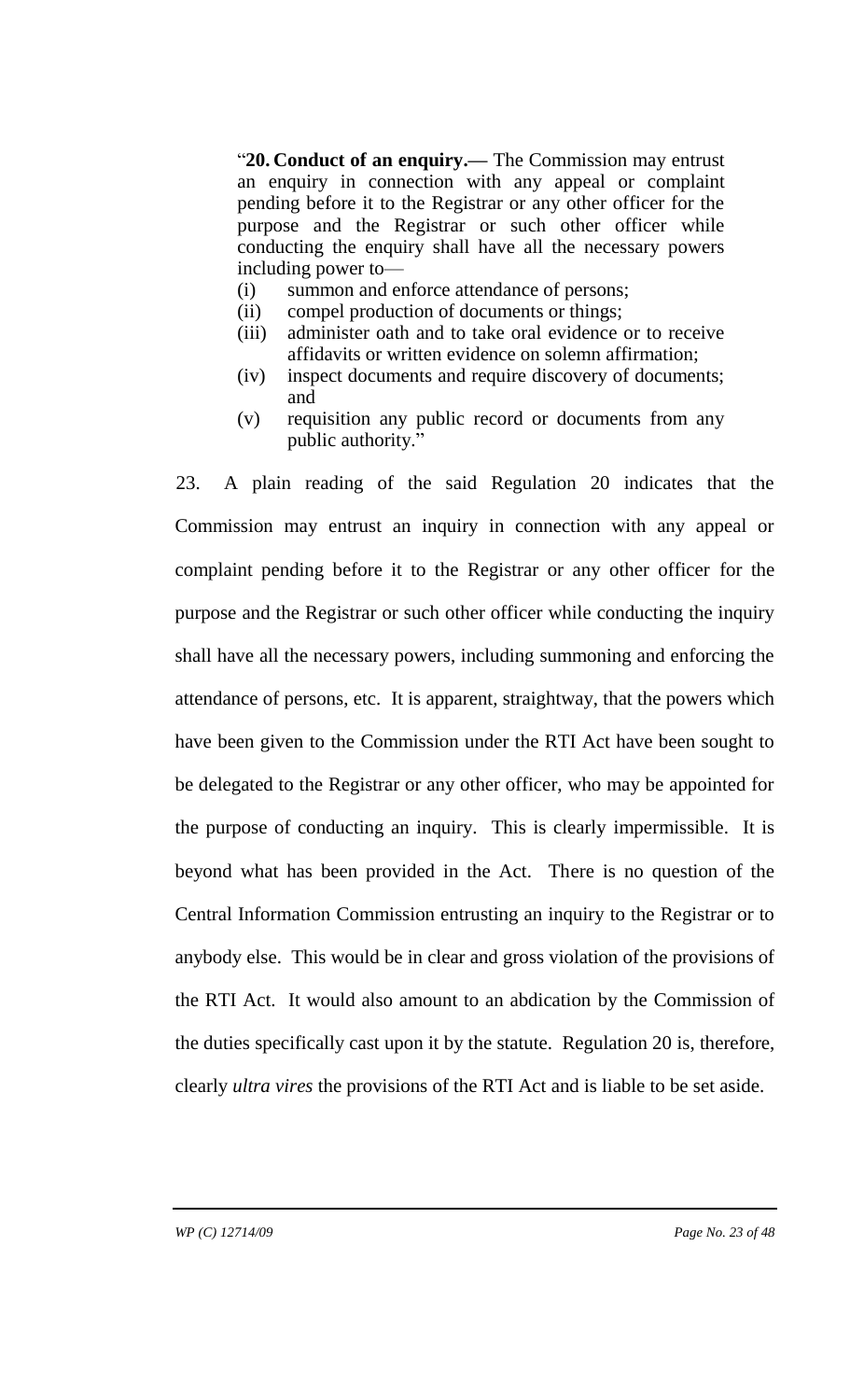"**20. Conduct of an enquiry.—** The Commission may entrust an enquiry in connection with any appeal or complaint pending before it to the Registrar or any other officer for the purpose and the Registrar or such other officer while conducting the enquiry shall have all the necessary powers including power to—

(i) summon and enforce attendance of persons;
(ii) compel production of documents or things;
(iii) administer oath and to take oral evidence or to receive affidavits or written evidence on solemn affirmation;
(iv) inspect documents and require discovery of documents; and
(v) requisition any public record or documents from any public authority."

23. A plain reading of the said Regulation 20 indicates that the Commission may entrust an inquiry in connection with any appeal or complaint pending before it to the Registrar or any other officer for the purpose and the Registrar or such other officer while conducting the inquiry shall have all the necessary powers, including summoning and enforcing the attendance of persons, etc. It is apparent, straightway, that the powers which have been given to the Commission under the RTI Act have been sought to be delegated to the Registrar or any other officer, who may be appointed for the purpose of conducting an inquiry. This is clearly impermissible. It is beyond what has been provided in the Act. There is no question of the Central Information Commission entrusting an inquiry to the Registrar or to anybody else. This would be in clear and gross violation of the provisions of the RTI Act. It would also amount to an abdication by the Commission of the duties specifically cast upon it by the statute. Regulation 20 is, therefore, clearly *ultra vires* the provisions of the RTI Act and is liable to be set aside.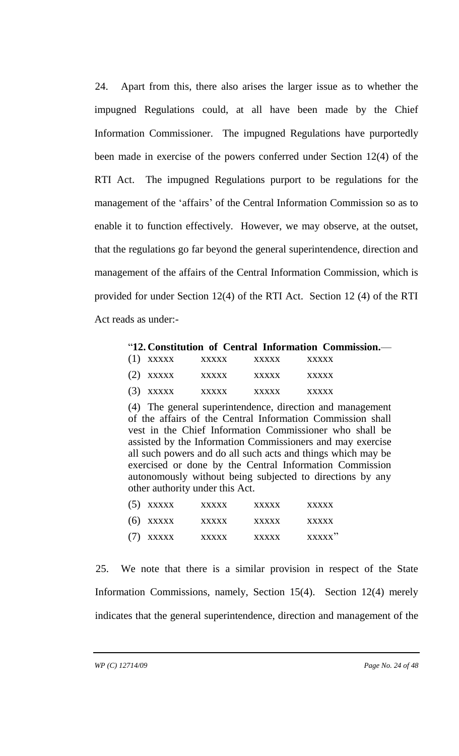24. Apart from this, there also arises the larger issue as to whether the impugned Regulations could, at all have been made by the Chief Information Commissioner. The impugned Regulations have purportedly been made in exercise of the powers conferred under Section 12(4) of the RTI Act. The impugned Regulations purport to be regulations for the management of the 'affairs' of the Central Information Commission so as to enable it to function effectively. However, we may observe, at the outset, that the regulations go far beyond the general superintendence, direction and management of the affairs of the Central Information Commission, which is provided for under Section 12(4) of the RTI Act. Section 12 (4) of the RTI Act reads as under:-

> "**12. Constitution of Central Information Commission.**—
>
> (1) xxxxx xxxxx xxxxx xxxxx
>
> (2) xxxxx xxxxx xxxxx xxxxx
>
> (3) xxxxx xxxxx xxxxx xxxxx
>
> (4) The general superintendence, direction and management of the affairs of the Central Information Commission shall vest in the Chief Information Commissioner who shall be assisted by the Information Commissioners and may exercise all such powers and do all such acts and things which may be exercised or done by the Central Information Commission autonomously without being subjected to directions by any other authority under this Act.
>
> (5) xxxxx xxxxx xxxxx xxxxx
>
> (6) xxxxx xxxxx xxxxx xxxxx
>
> (7) xxxxx xxxxx xxxxx xxxxx"

25. We note that there is a similar provision in respect of the State Information Commissions, namely, Section 15(4). Section 12(4) merely indicates that the general superintendence, direction and management of the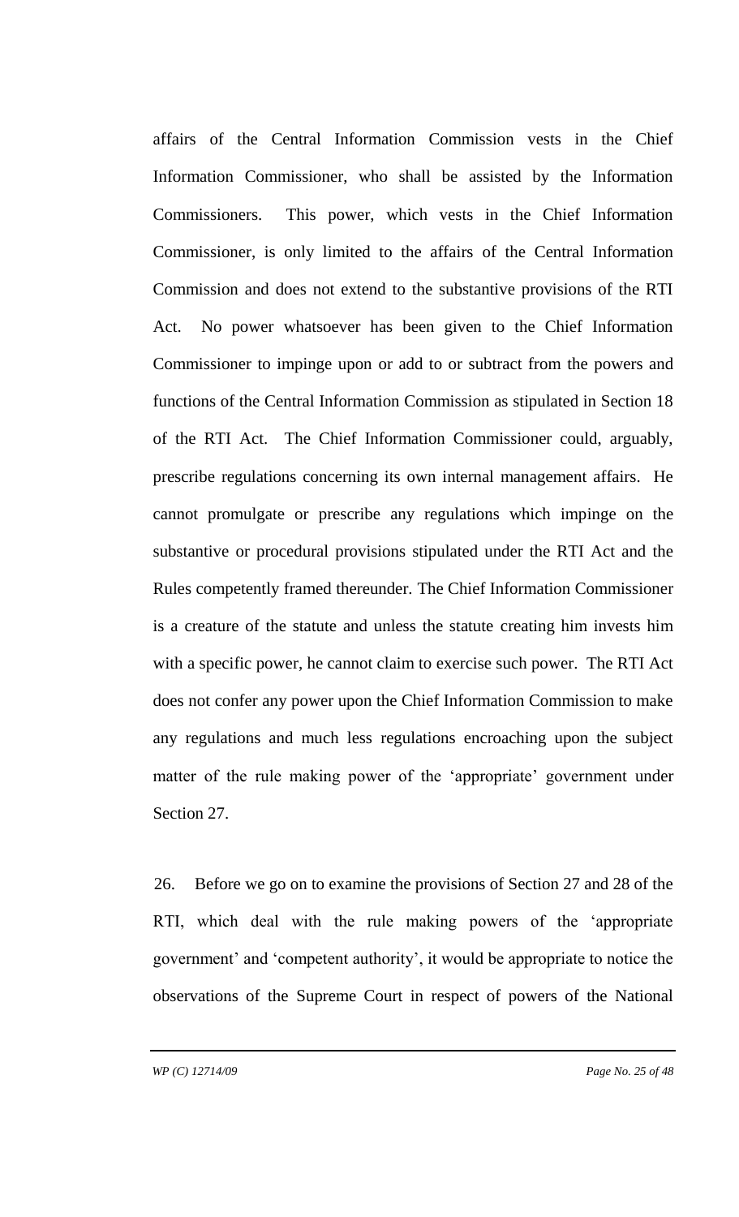affairs of the Central Information Commission vests in the Chief Information Commissioner, who shall be assisted by the Information Commissioners. This power, which vests in the Chief Information Commissioner, is only limited to the affairs of the Central Information Commission and does not extend to the substantive provisions of the RTI Act. No power whatsoever has been given to the Chief Information Commissioner to impinge upon or add to or subtract from the powers and functions of the Central Information Commission as stipulated in Section 18 of the RTI Act. The Chief Information Commissioner could, arguably, prescribe regulations concerning its own internal management affairs. He cannot promulgate or prescribe any regulations which impinge on the substantive or procedural provisions stipulated under the RTI Act and the Rules competently framed thereunder. The Chief Information Commissioner is a creature of the statute and unless the statute creating him invests him with a specific power, he cannot claim to exercise such power. The RTI Act does not confer any power upon the Chief Information Commission to make any regulations and much less regulations encroaching upon the subject matter of the rule making power of the 'appropriate' government under Section 27.

26. Before we go on to examine the provisions of Section 27 and 28 of the RTI, which deal with the rule making powers of the 'appropriate government' and 'competent authority', it would be appropriate to notice the observations of the Supreme Court in respect of powers of the National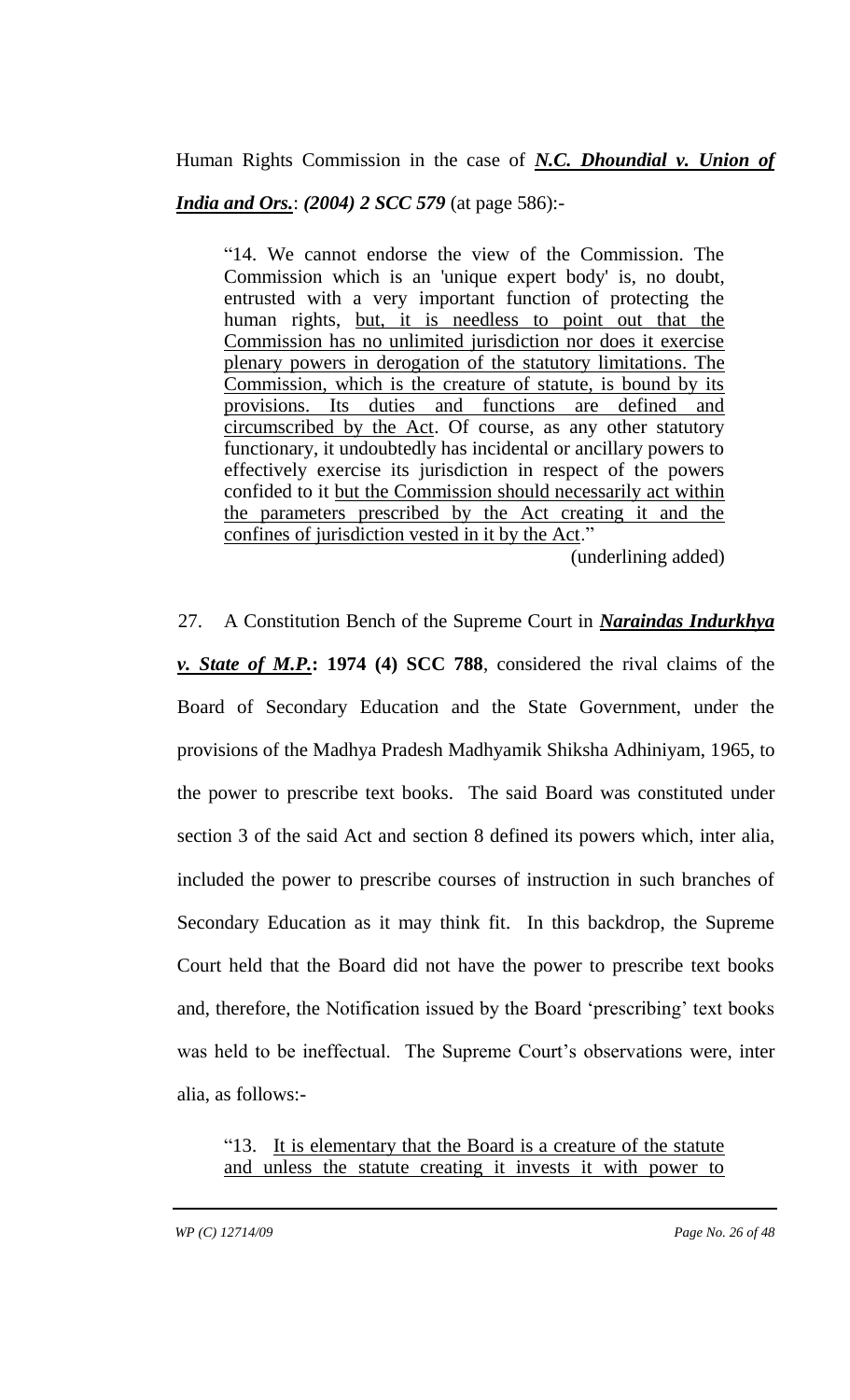Human Rights Commission in the case of ***N.C. Dhoundial v. Union of India and Ors.***: ***(2004) 2 SCC 579*** (at page 586):-

> "14. We cannot endorse the view of the Commission. The Commission which is an 'unique expert body' is, no doubt, entrusted with a very important function of protecting the human rights, <u>but, it is needless to point out that the Commission has no unlimited jurisdiction nor does it exercise plenary powers in derogation of the statutory limitations. The Commission, which is the creature of statute, is bound by its provisions. Its duties and functions are defined and circumscribed by the Act</u>. Of course, as any other statutory functionary, it undoubtedly has incidental or ancillary powers to effectively exercise its jurisdiction in respect of the powers confided to it <u>but the Commission should necessarily act within the parameters prescribed by the Act creating it and the confines of jurisdiction vested in it by the Act</u>."
>
> (underlining added)

27. A Constitution Bench of the Supreme Court in ***Naraindas Indurkhya v. State of M.P.*****: 1974 (4) SCC 788**, considered the rival claims of the Board of Secondary Education and the State Government, under the provisions of the Madhya Pradesh Madhyamik Shiksha Adhiniyam, 1965, to the power to prescribe text books. The said Board was constituted under section 3 of the said Act and section 8 defined its powers which, inter alia, included the power to prescribe courses of instruction in such branches of Secondary Education as it may think fit. In this backdrop, the Supreme Court held that the Board did not have the power to prescribe text books and, therefore, the Notification issued by the Board 'prescribing' text books was held to be ineffectual. The Supreme Court's observations were, inter alia, as follows:-

> "13. <u>It is elementary that the Board is a creature of the statute and unless the statute creating it invests it with power to</u>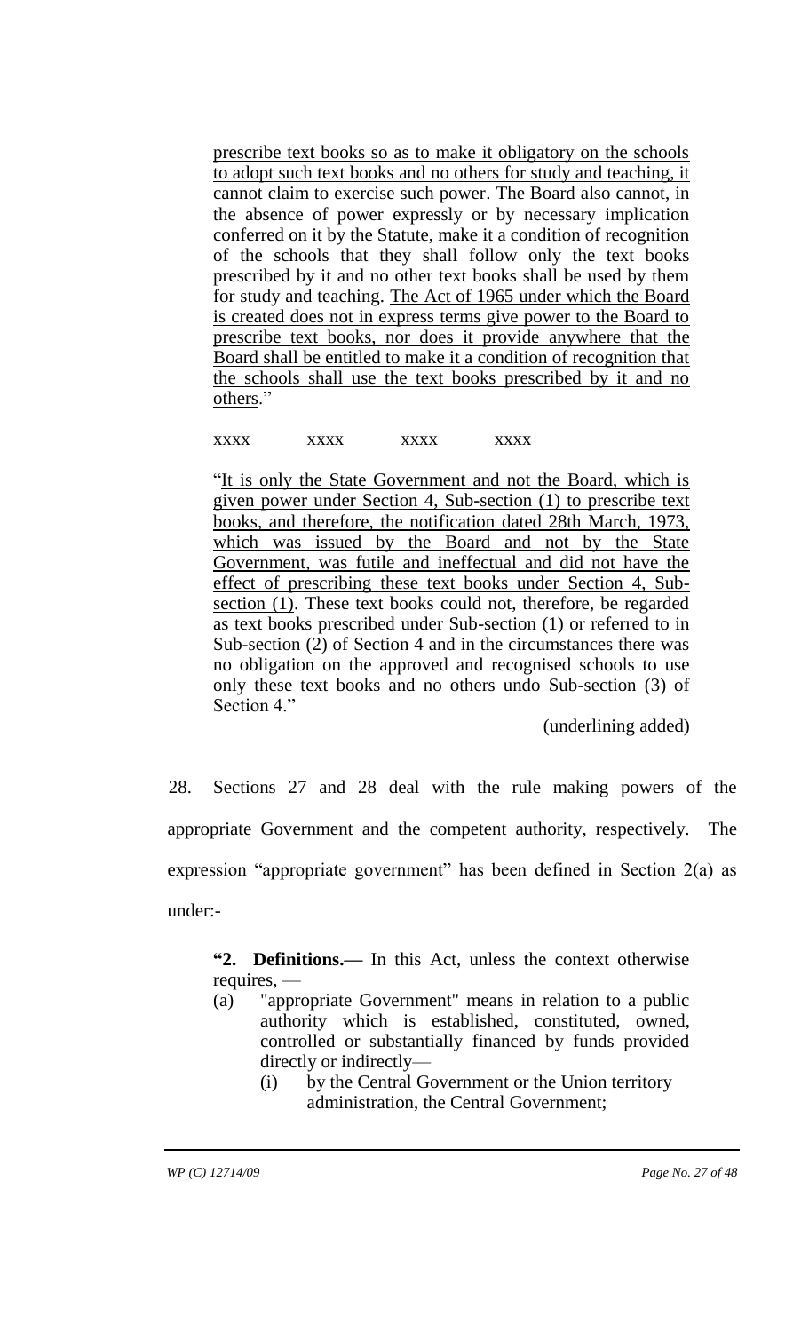> prescribe text books so as to make it obligatory on the schools to adopt such text books and no others for study and teaching, it cannot claim to exercise such power. The Board also cannot, in the absence of power expressly or by necessary implication conferred on it by the Statute, make it a condition of recognition of the schools that they shall follow only the text books prescribed by it and no other text books shall be used by them for study and teaching. The Act of 1965 under which the Board is created does not in express terms give power to the Board to prescribe text books, nor does it provide anywhere that the Board shall be entitled to make it a condition of recognition that the schools shall use the text books prescribed by it and no others."
>
> xxxx xxxx xxxx xxxx
>
> "It is only the State Government and not the Board, which is given power under Section 4, Sub-section (1) to prescribe text books, and therefore, the notification dated 28th March, 1973, which was issued by the Board and not by the State Government, was futile and ineffectual and did not have the effect of prescribing these text books under Section 4, Sub-section (1). These text books could not, therefore, be regarded as text books prescribed under Sub-section (1) or referred to in Sub-section (2) of Section 4 and in the circumstances there was no obligation on the approved and recognised schools to use only these text books and no others undo Sub-section (3) of Section 4."
>
> (underlining added)

28. Sections 27 and 28 deal with the rule making powers of the appropriate Government and the competent authority, respectively. The expression "appropriate government" has been defined in Section 2(a) as under:-

> **"2. Definitions.—** In this Act, unless the context otherwise requires, —
>
> (a) "appropriate Government" means in relation to a public authority which is established, constituted, owned, controlled or substantially financed by funds provided directly or indirectly—
>
> (i) by the Central Government or the Union territory administration, the Central Government;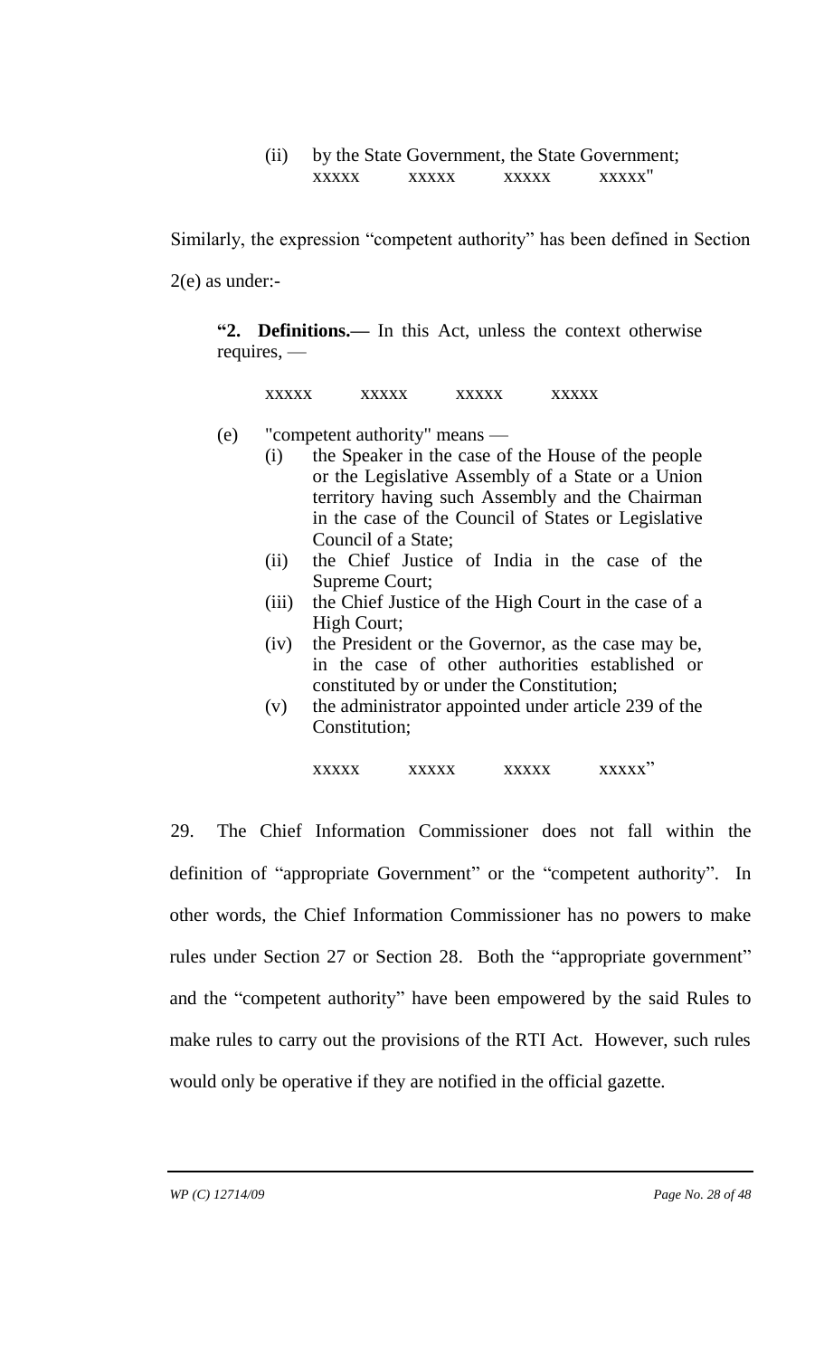> (ii) by the State Government, the State Government;
> xxxxx xxxxx xxxxx xxxxx"

Similarly, the expression "competent authority" has been defined in Section 2(e) as under:-

> **"2. Definitions.—** In this Act, unless the context otherwise requires, —
>
> xxxxx xxxxx xxxxx xxxxx
>
> (e) "competent authority" means —
> (i) the Speaker in the case of the House of the people or the Legislative Assembly of a State or a Union territory having such Assembly and the Chairman in the case of the Council of States or Legislative Council of a State;
> (ii) the Chief Justice of India in the case of the Supreme Court;
> (iii) the Chief Justice of the High Court in the case of a High Court;
> (iv) the President or the Governor, as the case may be, in the case of other authorities established or constituted by or under the Constitution;
> (v) the administrator appointed under article 239 of the Constitution;
>
> xxxxx xxxxx xxxxx xxxxx"

29. The Chief Information Commissioner does not fall within the definition of "appropriate Government" or the "competent authority". In other words, the Chief Information Commissioner has no powers to make rules under Section 27 or Section 28. Both the "appropriate government" and the "competent authority" have been empowered by the said Rules to make rules to carry out the provisions of the RTI Act. However, such rules would only be operative if they are notified in the official gazette.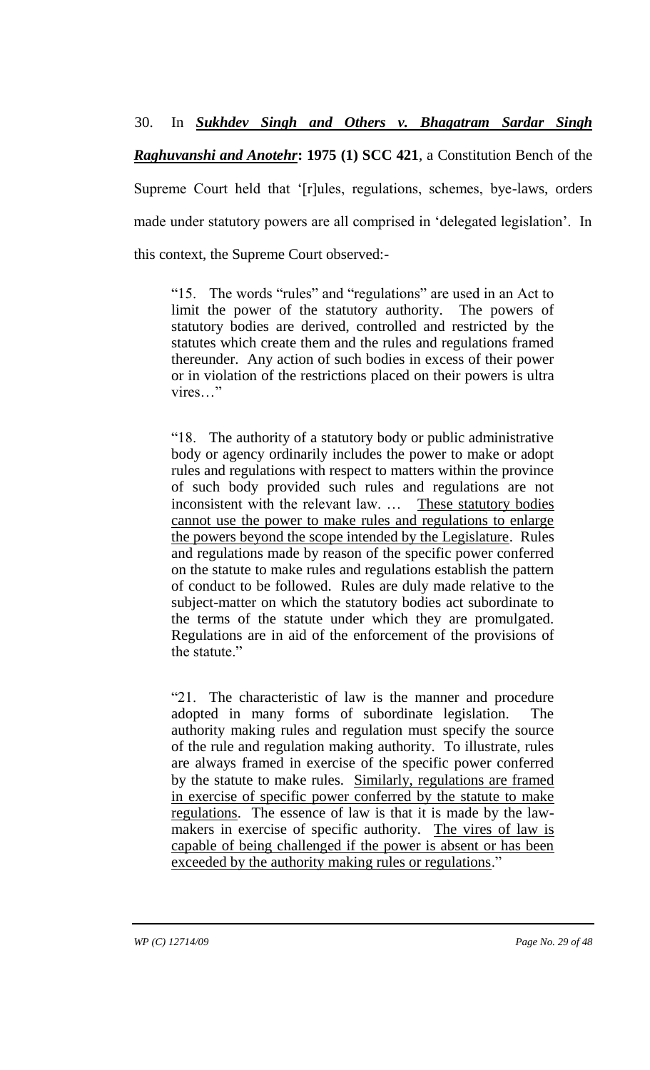30. In ***Sukhdev Singh and Others v. Bhagatram Sardar Singh Raghuvanshi and Anotehr*: 1975 (1) SCC 421**, a Constitution Bench of the Supreme Court held that '[r]ules, regulations, schemes, bye-laws, orders made under statutory powers are all comprised in 'delegated legislation'. In this context, the Supreme Court observed:-

> "15. The words "rules" and "regulations" are used in an Act to limit the power of the statutory authority. The powers of statutory bodies are derived, controlled and restricted by the statutes which create them and the rules and regulations framed thereunder. Any action of such bodies in excess of their power or in violation of the restrictions placed on their powers is ultra vires…"

> "18. The authority of a statutory body or public administrative body or agency ordinarily includes the power to make or adopt rules and regulations with respect to matters within the province of such body provided such rules and regulations are not inconsistent with the relevant law. … <u>These statutory bodies cannot use the power to make rules and regulations to enlarge the powers beyond the scope intended by the Legislature</u>. Rules and regulations made by reason of the specific power conferred on the statute to make rules and regulations establish the pattern of conduct to be followed. Rules are duly made relative to the subject-matter on which the statutory bodies act subordinate to the terms of the statute under which they are promulgated. Regulations are in aid of the enforcement of the provisions of the statute."

> "21. The characteristic of law is the manner and procedure adopted in many forms of subordinate legislation. The authority making rules and regulation must specify the source of the rule and regulation making authority. To illustrate, rules are always framed in exercise of the specific power conferred by the statute to make rules. <u>Similarly, regulations are framed in exercise of specific power conferred by the statute to make regulations</u>. The essence of law is that it is made by the law-makers in exercise of specific authority. <u>The vires of law is capable of being challenged if the power is absent or has been exceeded by the authority making rules or regulations</u>."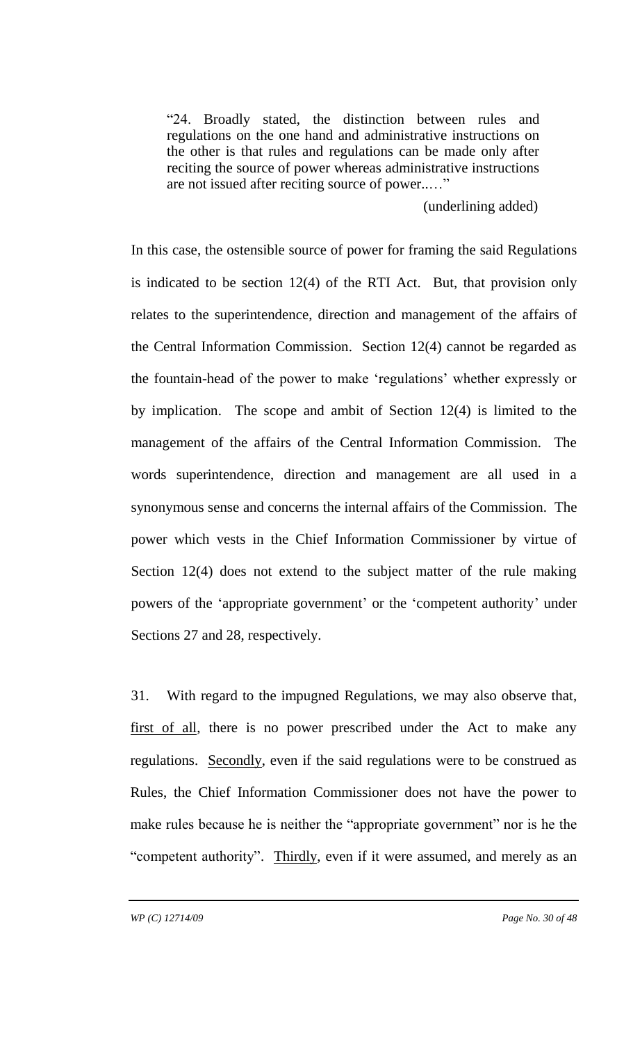> "24. Broadly stated, the distinction between rules and regulations on the one hand and administrative instructions on the other is that rules and regulations can be made only after reciting the source of power whereas administrative instructions are not issued after reciting source of power..…"
>
> (underlining added)

In this case, the ostensible source of power for framing the said Regulations is indicated to be section 12(4) of the RTI Act. But, that provision only relates to the superintendence, direction and management of the affairs of the Central Information Commission. Section 12(4) cannot be regarded as the fountain-head of the power to make 'regulations' whether expressly or by implication. The scope and ambit of Section 12(4) is limited to the management of the affairs of the Central Information Commission. The words superintendence, direction and management are all used in a synonymous sense and concerns the internal affairs of the Commission. The power which vests in the Chief Information Commissioner by virtue of Section 12(4) does not extend to the subject matter of the rule making powers of the 'appropriate government' or the 'competent authority' under Sections 27 and 28, respectively.

31. With regard to the impugned Regulations, we may also observe that, first of all, there is no power prescribed under the Act to make any regulations. Secondly, even if the said regulations were to be construed as Rules, the Chief Information Commissioner does not have the power to make rules because he is neither the "appropriate government" nor is he the "competent authority". Thirdly, even if it were assumed, and merely as an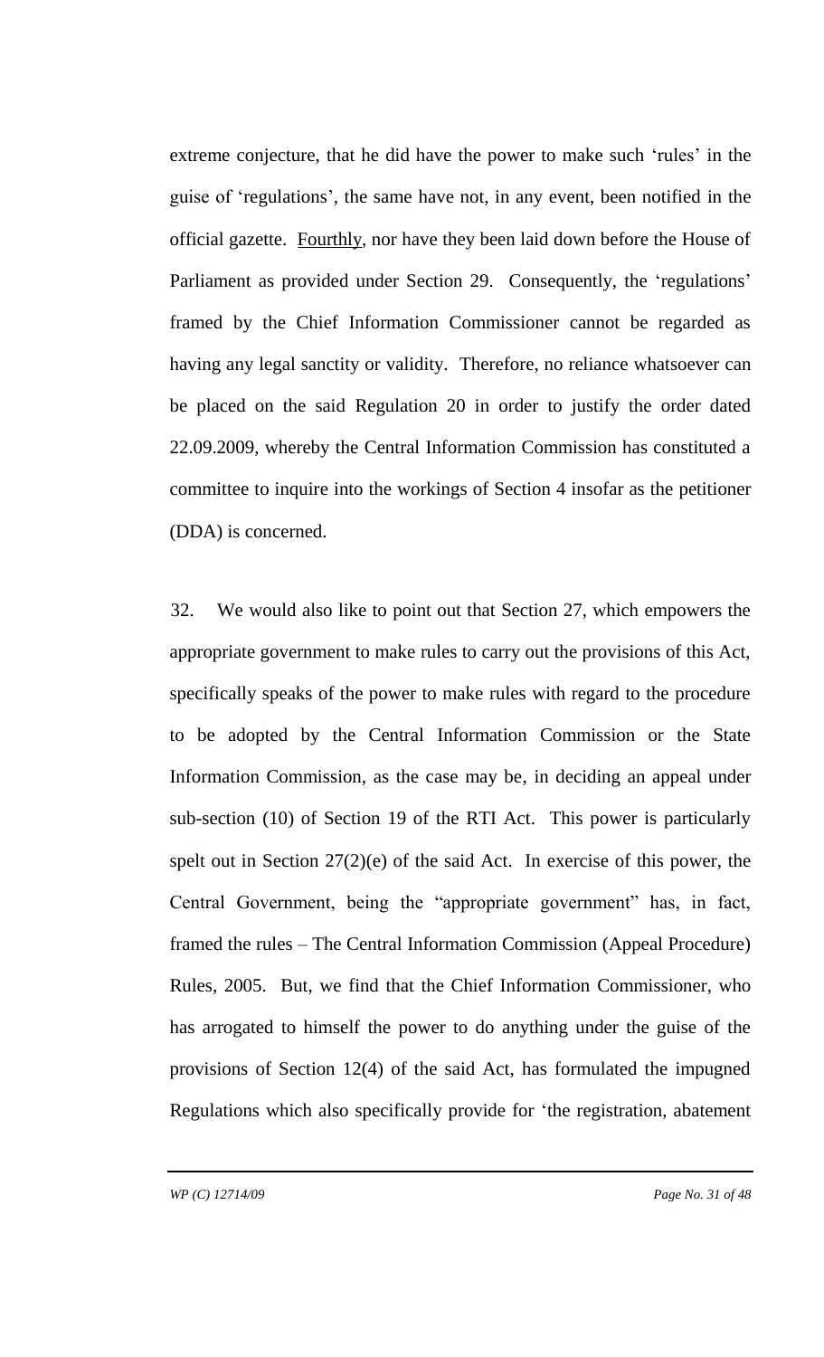extreme conjecture, that he did have the power to make such 'rules' in the guise of 'regulations', the same have not, in any event, been notified in the official gazette. Fourthly, nor have they been laid down before the House of Parliament as provided under Section 29. Consequently, the 'regulations' framed by the Chief Information Commissioner cannot be regarded as having any legal sanctity or validity. Therefore, no reliance whatsoever can be placed on the said Regulation 20 in order to justify the order dated 22.09.2009, whereby the Central Information Commission has constituted a committee to inquire into the workings of Section 4 insofar as the petitioner (DDA) is concerned.

32. We would also like to point out that Section 27, which empowers the appropriate government to make rules to carry out the provisions of this Act, specifically speaks of the power to make rules with regard to the procedure to be adopted by the Central Information Commission or the State Information Commission, as the case may be, in deciding an appeal under sub-section (10) of Section 19 of the RTI Act. This power is particularly spelt out in Section 27(2)(e) of the said Act. In exercise of this power, the Central Government, being the "appropriate government" has, in fact, framed the rules – The Central Information Commission (Appeal Procedure) Rules, 2005. But, we find that the Chief Information Commissioner, who has arrogated to himself the power to do anything under the guise of the provisions of Section 12(4) of the said Act, has formulated the impugned Regulations which also specifically provide for 'the registration, abatement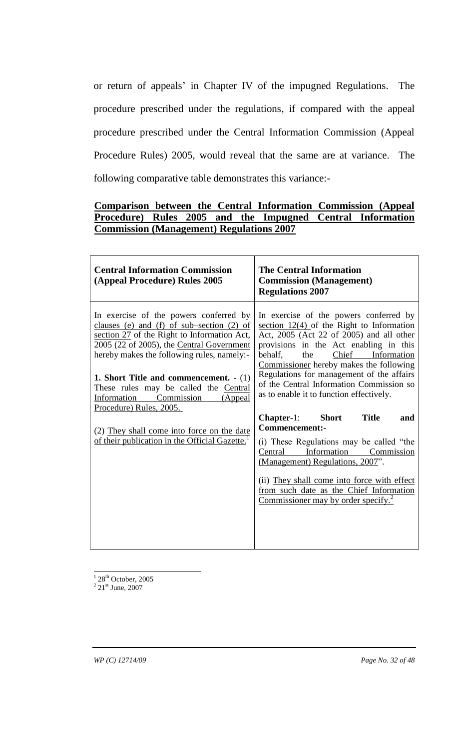or return of appeals' in Chapter IV of the impugned Regulations. The procedure prescribed under the regulations, if compared with the appeal procedure prescribed under the Central Information Commission (Appeal Procedure Rules) 2005, would reveal that the same are at variance. The following comparative table demonstrates this variance:-

**Comparison between the Central Information Commission (Appeal Procedure) Rules 2005 and the Impugned Central Information Commission (Management) Regulations 2007**

| **Central Information Commission (Appeal Procedure) Rules 2005** | **The Central Information Commission (Management) Regulations 2007** |
|---|---|
| In exercise of the powers conferred by clauses (e) and (f) of sub–section (2) of section 27 of the Right to Information Act, 2005 (22 of 2005), the Central Government hereby makes the following rules, namely:-<br><br>**1. Short Title and commencement. -** (1) These rules may be called the Central Information Commission (Appeal Procedure) Rules, 2005.<br><br>(2) They shall come into force on the date of their publication in the Official Gazette.[1] | In exercise of the powers conferred by section 12(4) of the Right to Information Act, 2005 (Act 22 of 2005) and all other provisions in the Act enabling in this behalf, the Chief Information Commissioner hereby makes the following Regulations for management of the affairs of the Central Information Commission so as to enable it to function effectively.<br><br>**Chapter**-1: **Short Title and Commencement:-**<br><br>(i) These Regulations may be called "the Central Information Commission (Management) Regulations, 2007".<br><br>(ii) They shall come into force with effect from such date as the Chief Information Commissioner may by order specify.[2] |

[1] 28th October, 2005

[2] 21st June, 2007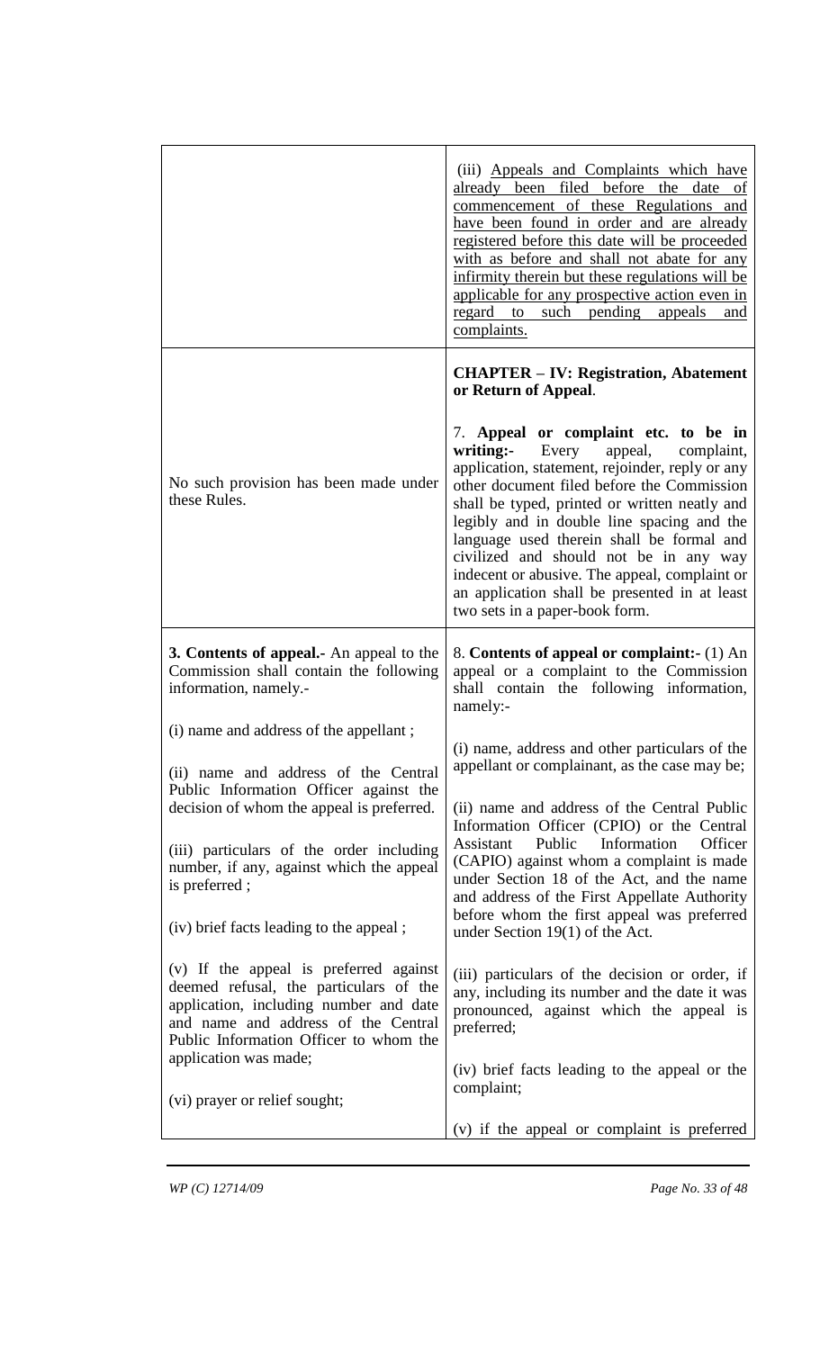| | |
|---|---|
| | (iii) Appeals and Complaints which have already been filed before the date of commencement of these Regulations and have been found in order and are already registered before this date will be proceeded with as before and shall not abate for any infirmity therein but these regulations will be applicable for any prospective action even in regard to such pending appeals and complaints. |
| No such provision has been made under these Rules. | **CHAPTER – IV: Registration, Abatement or Return of Appeal**.<br><br>7. **Appeal or complaint etc. to be in writing:-** Every appeal, complaint, application, statement, rejoinder, reply or any other document filed before the Commission shall be typed, printed or written neatly and legibly and in double line spacing and the language used therein shall be formal and civilized and should not be in any way indecent or abusive. The appeal, complaint or an application shall be presented in at least two sets in a paper-book form. |
| **3. Contents of appeal.-** An appeal to the Commission shall contain the following information, namely.-<br><br>(i) name and address of the appellant ;<br><br>(ii) name and address of the Central Public Information Officer against the decision of whom the appeal is preferred.<br><br>(iii) particulars of the order including number, if any, against which the appeal is preferred ;<br><br>(iv) brief facts leading to the appeal ;<br><br>(v) If the appeal is preferred against deemed refusal, the particulars of the application, including number and date and name and address of the Central Public Information Officer to whom the application was made;<br><br>(vi) prayer or relief sought; | 8. **Contents of appeal or complaint:-** (1) An appeal or a complaint to the Commission shall contain the following information, namely:-<br><br>(i) name, address and other particulars of the appellant or complainant, as the case may be;<br><br>(ii) name and address of the Central Public Information Officer (CPIO) or the Central Assistant Public Information Officer (CAPIO) against whom a complaint is made under Section 18 of the Act, and the name and address of the First Appellate Authority before whom the first appeal was preferred under Section 19(1) of the Act.<br><br>(iii) particulars of the decision or order, if any, including its number and the date it was pronounced, against which the appeal is preferred;<br><br>(iv) brief facts leading to the appeal or the complaint;<br><br>(v) if the appeal or complaint is preferred |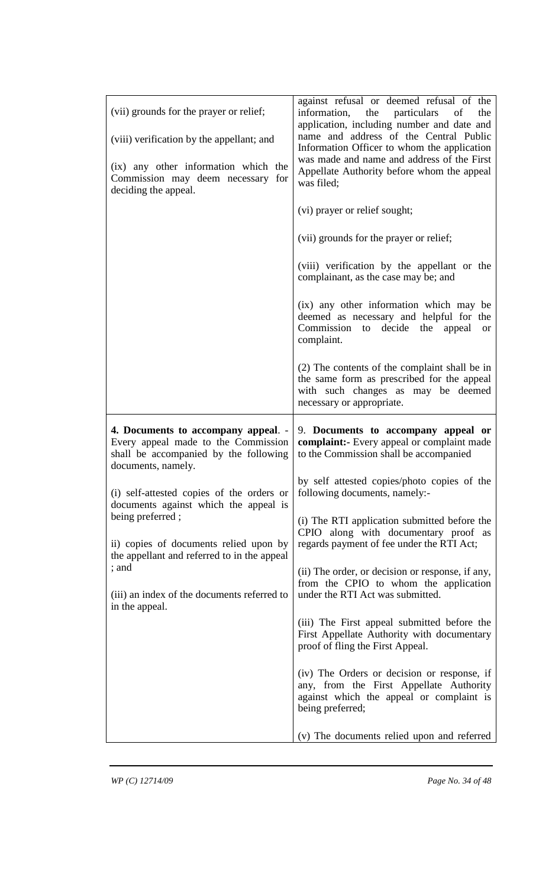| | |
|---|---|
| (vii) grounds for the prayer or relief;<br><br>(viii) verification by the appellant; and<br><br>(ix) any other information which the Commission may deem necessary for deciding the appeal. | against refusal or deemed refusal of the information, the particulars of the application, including number and date and name and address of the Central Public Information Officer to whom the application was made and name and address of the First Appellate Authority before whom the appeal was filed;<br><br>(vi) prayer or relief sought;<br><br>(vii) grounds for the prayer or relief;<br><br>(viii) verification by the appellant or the complainant, as the case may be; and<br><br>(ix) any other information which may be deemed as necessary and helpful for the Commission to decide the appeal or complaint.<br><br>(2) The contents of the complaint shall be in the same form as prescribed for the appeal with such changes as may be deemed necessary or appropriate. |
| **4. Documents to accompany appeal**. - Every appeal made to the Commission shall be accompanied by the following documents, namely.<br><br>(i) self-attested copies of the orders or documents against which the appeal is being preferred ;<br><br>ii) copies of documents relied upon by the appellant and referred to in the appeal ; and<br><br>(iii) an index of the documents referred to in the appeal. | 9. **Documents to accompany appeal or complaint:-** Every appeal or complaint made to the Commission shall be accompanied<br><br>by self attested copies/photo copies of the following documents, namely:-<br><br>(i) The RTI application submitted before the CPIO along with documentary proof as regards payment of fee under the RTI Act;<br><br>(ii) The order, or decision or response, if any, from the CPIO to whom the application under the RTI Act was submitted.<br><br>(iii) The First appeal submitted before the First Appellate Authority with documentary proof of fling the First Appeal.<br><br>(iv) The Orders or decision or response, if any, from the First Appellate Authority against which the appeal or complaint is being preferred;<br><br>(v) The documents relied upon and referred |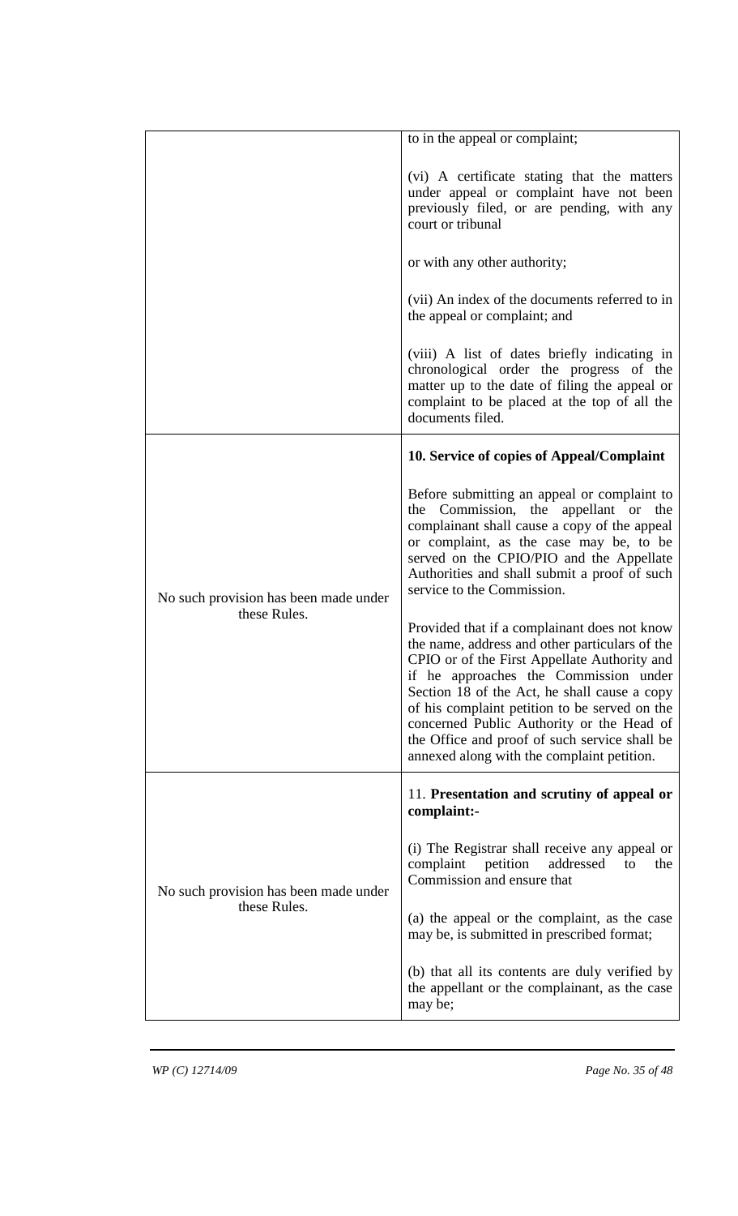| | |
|---|---|
| | to in the appeal or complaint;<br><br>(vi) A certificate stating that the matters under appeal or complaint have not been previously filed, or are pending, with any court or tribunal<br><br>or with any other authority;<br><br>(vii) An index of the documents referred to in the appeal or complaint; and<br><br>(viii) A list of dates briefly indicating in chronological order the progress of the matter up to the date of filing the appeal or complaint to be placed at the top of all the documents filed. |
| No such provision has been made under these Rules. | **10. Service of copies of Appeal/Complaint**<br><br>Before submitting an appeal or complaint to the Commission, the appellant or the complainant shall cause a copy of the appeal or complaint, as the case may be, to be served on the CPIO/PIO and the Appellate Authorities and shall submit a proof of such service to the Commission.<br><br>Provided that if a complainant does not know the name, address and other particulars of the CPIO or of the First Appellate Authority and if he approaches the Commission under Section 18 of the Act, he shall cause a copy of his complaint petition to be served on the concerned Public Authority or the Head of the Office and proof of such service shall be annexed along with the complaint petition. |
| No such provision has been made under these Rules. | 11. **Presentation and scrutiny of appeal or complaint:-**<br><br>(i) The Registrar shall receive any appeal or complaint petition addressed to the Commission and ensure that<br><br>(a) the appeal or the complaint, as the case may be, is submitted in prescribed format;<br><br>(b) that all its contents are duly verified by the appellant or the complainant, as the case may be; |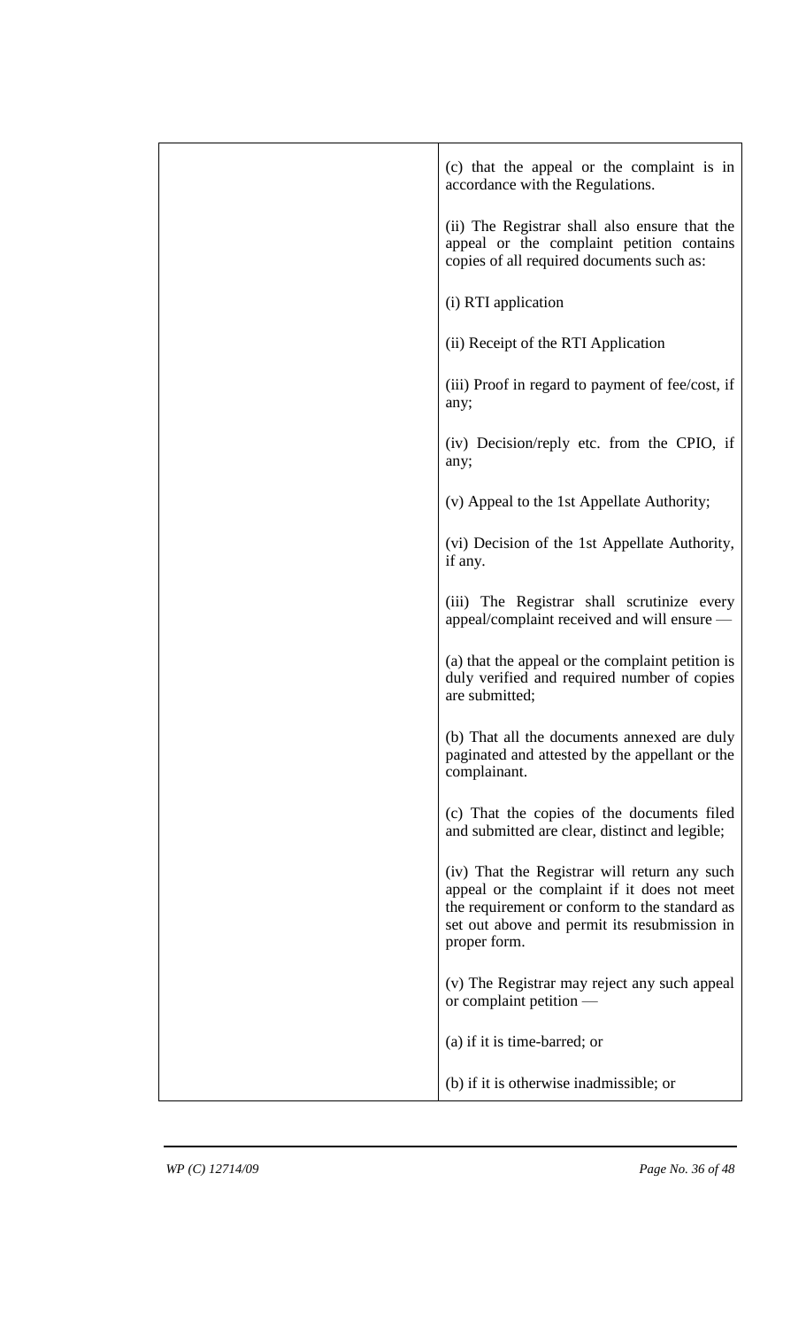| | (c) that the appeal or the complaint is in accordance with the Regulations.<br><br>(ii) The Registrar shall also ensure that the appeal or the complaint petition contains copies of all required documents such as:<br><br>(i) RTI application<br><br>(ii) Receipt of the RTI Application<br><br>(iii) Proof in regard to payment of fee/cost, if any;<br><br>(iv) Decision/reply etc. from the CPIO, if any;<br><br>(v) Appeal to the 1st Appellate Authority;<br><br>(vi) Decision of the 1st Appellate Authority, if any.<br><br>(iii) The Registrar shall scrutinize every appeal/complaint received and will ensure —<br><br>(a) that the appeal or the complaint petition is duly verified and required number of copies are submitted;<br><br>(b) That all the documents annexed are duly paginated and attested by the appellant or the complainant.<br><br>(c) That the copies of the documents filed and submitted are clear, distinct and legible;<br><br>(iv) That the Registrar will return any such appeal or the complaint if it does not meet the requirement or conform to the standard as set out above and permit its resubmission in proper form.<br><br>(v) The Registrar may reject any such appeal or complaint petition —<br><br>(a) if it is time-barred; or<br><br>(b) if it is otherwise inadmissible; or |
|---|---|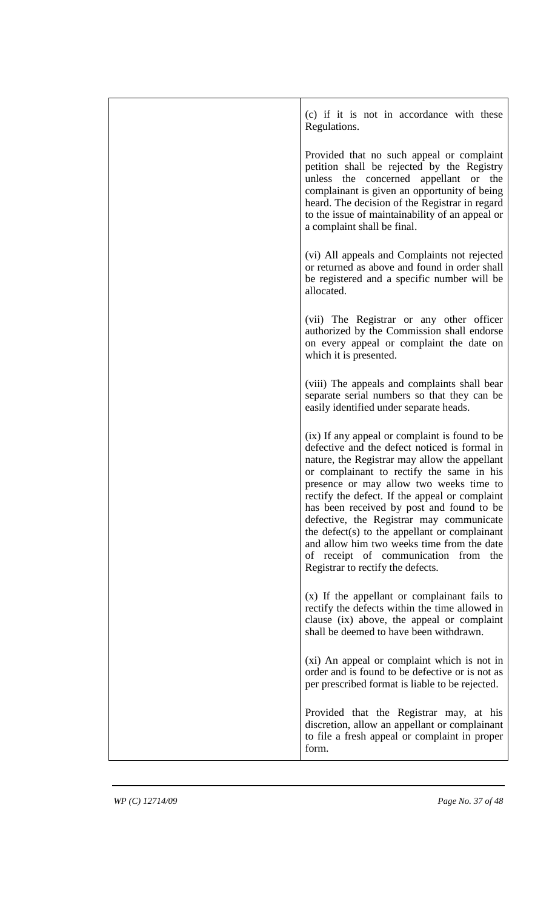| | (c) if it is not in accordance with these Regulations.<br><br>Provided that no such appeal or complaint petition shall be rejected by the Registry unless the concerned appellant or the complainant is given an opportunity of being heard. The decision of the Registrar in regard to the issue of maintainability of an appeal or a complaint shall be final.<br><br>(vi) All appeals and Complaints not rejected or returned as above and found in order shall be registered and a specific number will be allocated.<br><br>(vii) The Registrar or any other officer authorized by the Commission shall endorse on every appeal or complaint the date on which it is presented.<br><br>(viii) The appeals and complaints shall bear separate serial numbers so that they can be easily identified under separate heads.<br><br>(ix) If any appeal or complaint is found to be defective and the defect noticed is formal in nature, the Registrar may allow the appellant or complainant to rectify the same in his presence or may allow two weeks time to rectify the defect. If the appeal or complaint has been received by post and found to be defective, the Registrar may communicate the defect(s) to the appellant or complainant and allow him two weeks time from the date of receipt of communication from the Registrar to rectify the defects.<br><br>(x) If the appellant or complainant fails to rectify the defects within the time allowed in clause (ix) above, the appeal or complaint shall be deemed to have been withdrawn.<br><br>(xi) An appeal or complaint which is not in order and is found to be defective or is not as per prescribed format is liable to be rejected.<br><br>Provided that the Registrar may, at his discretion, allow an appellant or complainant to file a fresh appeal or complaint in proper form. |
|---|---|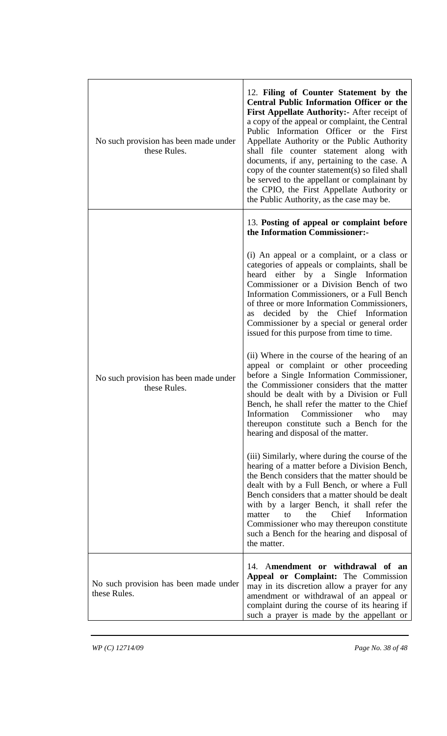| | |
|---|---|
| No such provision has been made under these Rules. | 12. **Filing of Counter Statement by the Central Public Information Officer or the First Appellate Authority:-** After receipt of a copy of the appeal or complaint, the Central Public Information Officer or the First Appellate Authority or the Public Authority shall file counter statement along with documents, if any, pertaining to the case. A copy of the counter statement(s) so filed shall be served to the appellant or complainant by the CPIO, the First Appellate Authority or the Public Authority, as the case may be. |
| No such provision has been made under these Rules. | 13. **Posting of appeal or complaint before the Information Commissioner:-**<br><br>(i) An appeal or a complaint, or a class or categories of appeals or complaints, shall be heard either by a Single Information Commissioner or a Division Bench of two Information Commissioners, or a Full Bench of three or more Information Commissioners, as decided by the Chief Information Commissioner by a special or general order issued for this purpose from time to time.<br><br>(ii) Where in the course of the hearing of an appeal or complaint or other proceeding before a Single Information Commissioner, the Commissioner considers that the matter should be dealt with by a Division or Full Bench, he shall refer the matter to the Chief Information Commissioner who may thereupon constitute such a Bench for the hearing and disposal of the matter.<br><br>(iii) Similarly, where during the course of the hearing of a matter before a Division Bench, the Bench considers that the matter should be dealt with by a Full Bench, or where a Full Bench considers that a matter should be dealt with by a larger Bench, it shall refer the matter to the Chief Information Commissioner who may thereupon constitute such a Bench for the hearing and disposal of the matter. |
| No such provision has been made under these Rules. | 14. A**mendment or withdrawal of an Appeal or Complaint:** The Commission may in its discretion allow a prayer for any amendment or withdrawal of an appeal or complaint during the course of its hearing if such a prayer is made by the appellant or |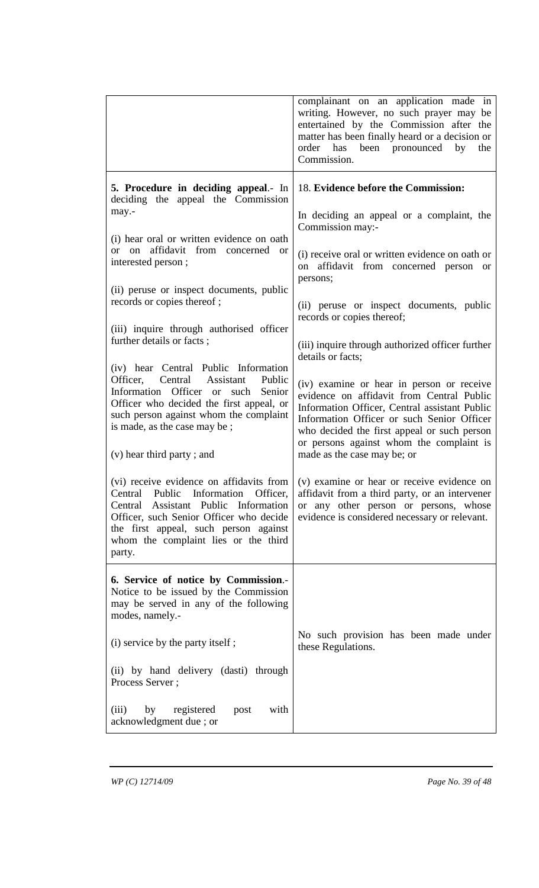| | |
|---|---|
| | complainant on an application made in writing. However, no such prayer may be entertained by the Commission after the matter has been finally heard or a decision or order has been pronounced by the Commission. |
| **5. Procedure in deciding appeal**.- In deciding the appeal the Commission may.-<br><br>(i) hear oral or written evidence on oath or on affidavit from concerned or interested person ;<br><br>(ii) peruse or inspect documents, public records or copies thereof ;<br><br>(iii) inquire through authorised officer further details or facts ;<br><br>(iv) hear Central Public Information Officer, Central Assistant Public Information Officer or such Senior Officer who decided the first appeal, or such person against whom the complaint is made, as the case may be ;<br><br>(v) hear third party ; and<br><br>(vi) receive evidence on affidavits from Central Public Information Officer, Central Assistant Public Information Officer, such Senior Officer who decide the first appeal, such person against whom the complaint lies or the third party. | 18. **Evidence before the Commission:**<br><br>In deciding an appeal or a complaint, the Commission may:-<br><br>(i) receive oral or written evidence on oath or on affidavit from concerned person or persons;<br><br>(ii) peruse or inspect documents, public records or copies thereof;<br><br>(iii) inquire through authorized officer further details or facts;<br><br>(iv) examine or hear in person or receive evidence on affidavit from Central Public Information Officer, Central assistant Public Information Officer or such Senior Officer who decided the first appeal or such person or persons against whom the complaint is made as the case may be; or<br><br>(v) examine or hear or receive evidence on affidavit from a third party, or an intervener or any other person or persons, whose evidence is considered necessary or relevant. |
| **6. Service of notice by Commission**.- Notice to be issued by the Commission may be served in any of the following modes, namely.-<br><br>(i) service by the party itself ;<br><br>(ii) by hand delivery (dasti) through Process Server ;<br><br>(iii) by registered post with acknowledgment due ; or | No such provision has been made under these Regulations. |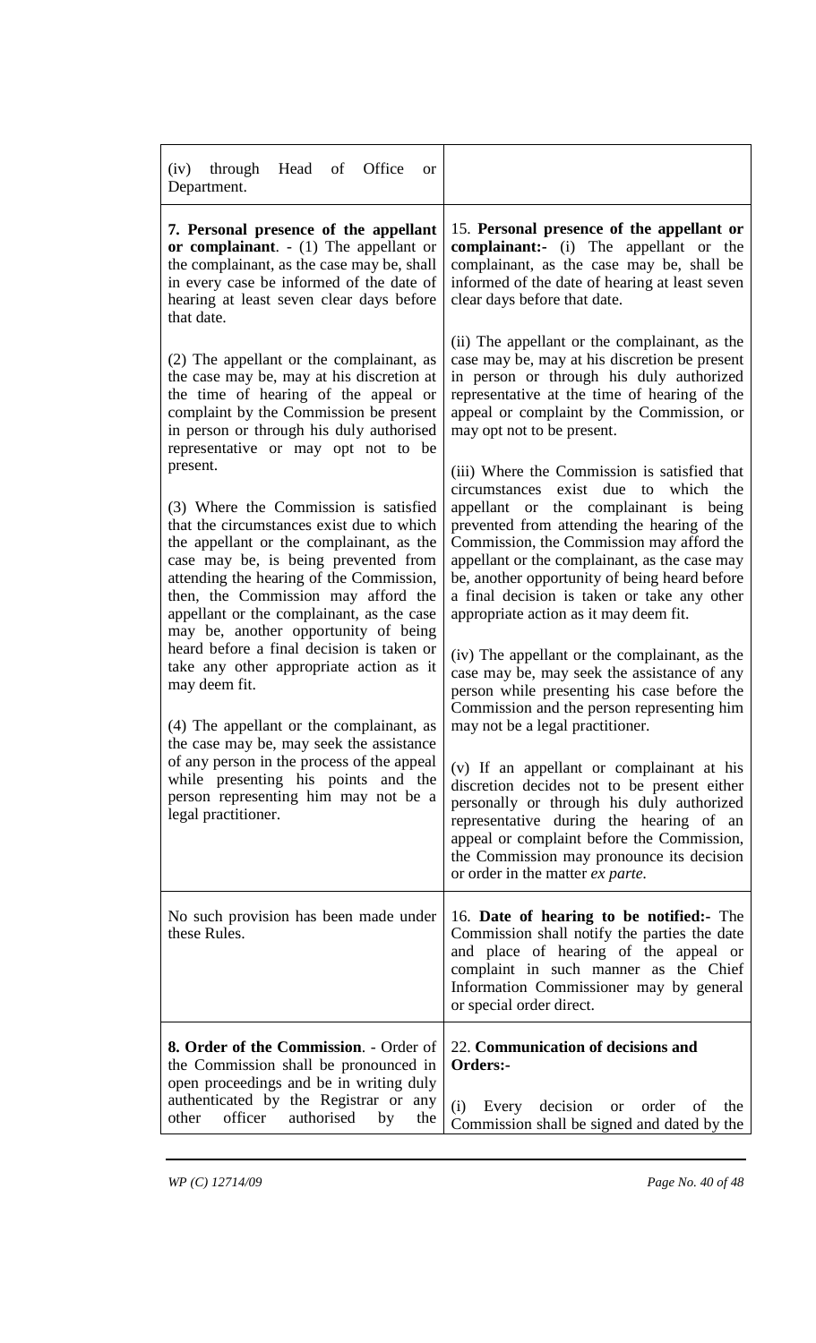| | |
|---|---|
| (iv) through Head of Office or Department. | |
| **7. Personal presence of the appellant or complainant**. - (1) The appellant or the complainant, as the case may be, shall in every case be informed of the date of hearing at least seven clear days before that date.<br><br>(2) The appellant or the complainant, as the case may be, may at his discretion at the time of hearing of the appeal or complaint by the Commission be present in person or through his duly authorised representative or may opt not to be present.<br><br>(3) Where the Commission is satisfied that the circumstances exist due to which the appellant or the complainant, as the case may be, is being prevented from attending the hearing of the Commission, then, the Commission may afford the appellant or the complainant, as the case may be, another opportunity of being heard before a final decision is taken or take any other appropriate action as it may deem fit.<br><br>(4) The appellant or the complainant, as the case may be, may seek the assistance of any person in the process of the appeal while presenting his points and the person representing him may not be a legal practitioner. | 15. **Personal presence of the appellant or complainant:-** (i) The appellant or the complainant, as the case may be, shall be informed of the date of hearing at least seven clear days before that date.<br><br>(ii) The appellant or the complainant, as the case may be, may at his discretion be present in person or through his duly authorized representative at the time of hearing of the appeal or complaint by the Commission, or may opt not to be present.<br><br>(iii) Where the Commission is satisfied that circumstances exist due to which the appellant or the complainant is being prevented from attending the hearing of the Commission, the Commission may afford the appellant or the complainant, as the case may be, another opportunity of being heard before a final decision is taken or take any other appropriate action as it may deem fit.<br><br>(iv) The appellant or the complainant, as the case may be, may seek the assistance of any person while presenting his case before the Commission and the person representing him may not be a legal practitioner.<br><br>(v) If an appellant or complainant at his discretion decides not to be present either personally or through his duly authorized representative during the hearing of an appeal or complaint before the Commission, the Commission may pronounce its decision or order in the matter *ex parte.* |
| No such provision has been made under these Rules. | 16. **Date of hearing to be notified:-** The Commission shall notify the parties the date and place of hearing of the appeal or complaint in such manner as the Chief Information Commissioner may by general or special order direct. |
| **8. Order of the Commission**. - Order of the Commission shall be pronounced in open proceedings and be in writing duly authenticated by the Registrar or any other officer authorised by the | 22. **Communication of decisions and Orders:-**<br><br>(i) Every decision or order of the Commission shall be signed and dated by the |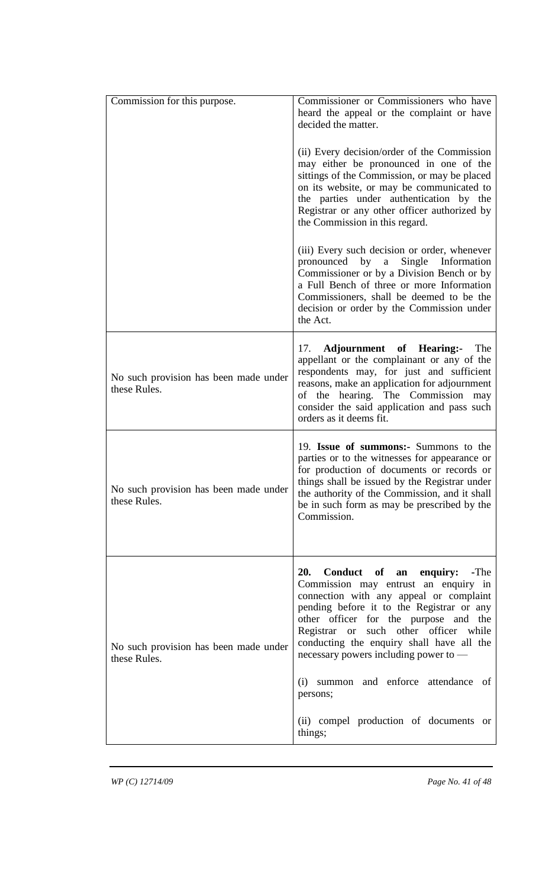| | |
|---|---|
| Commission for this purpose. | Commissioner or Commissioners who have heard the appeal or the complaint or have decided the matter.<br><br>(ii) Every decision/order of the Commission may either be pronounced in one of the sittings of the Commission, or may be placed on its website, or may be communicated to the parties under authentication by the Registrar or any other officer authorized by the Commission in this regard.<br><br>(iii) Every such decision or order, whenever pronounced by a Single Information Commissioner or by a Division Bench or by a Full Bench of three or more Information Commissioners, shall be deemed to be the decision or order by the Commission under the Act. |
| No such provision has been made under these Rules. | 17. **Adjournment of Hearing:-** The appellant or the complainant or any of the respondents may, for just and sufficient reasons, make an application for adjournment of the hearing. The Commission may consider the said application and pass such orders as it deems fit. |
| No such provision has been made under these Rules. | 19. **Issue of summons:-** Summons to the parties or to the witnesses for appearance or for production of documents or records or things shall be issued by the Registrar under the authority of the Commission, and it shall be in such form as may be prescribed by the Commission. |
| No such provision has been made under these Rules. | **20. Conduct of an enquiry:** -The Commission may entrust an enquiry in connection with any appeal or complaint pending before it to the Registrar or any other officer for the purpose and the Registrar or such other officer while conducting the enquiry shall have all the necessary powers including power to —<br><br>(i) summon and enforce attendance of persons;<br><br>(ii) compel production of documents or things; |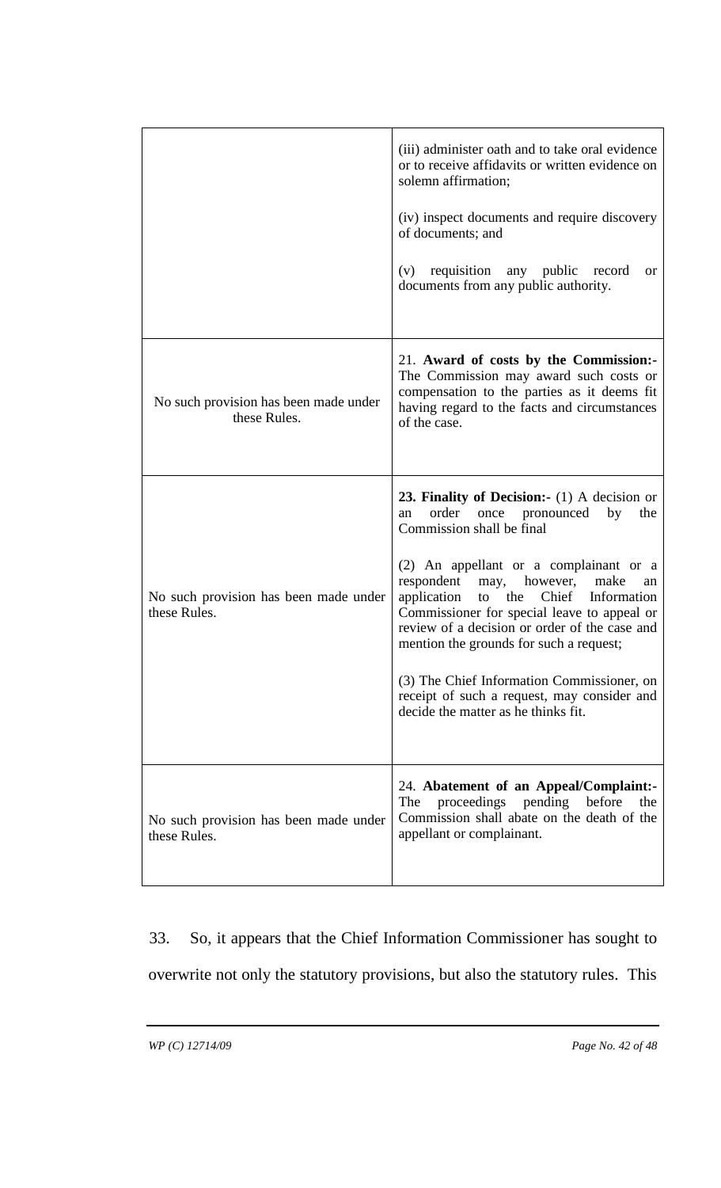| | |
|---|---|
| | (iii) administer oath and to take oral evidence or to receive affidavits or written evidence on solemn affirmation;<br><br>(iv) inspect documents and require discovery of documents; and<br><br>(v) requisition any public record or documents from any public authority. |
| No such provision has been made under these Rules. | 21. **Award of costs by the Commission:-** The Commission may award such costs or compensation to the parties as it deems fit having regard to the facts and circumstances of the case. |
| No such provision has been made under these Rules. | **23. Finality of Decision:-** (1) A decision or an order once pronounced by the Commission shall be final<br><br>(2) An appellant or a complainant or a respondent may, however, make an application to the Chief Information Commissioner for special leave to appeal or review of a decision or order of the case and mention the grounds for such a request;<br><br>(3) The Chief Information Commissioner, on receipt of such a request, may consider and decide the matter as he thinks fit. |
| No such provision has been made under these Rules. | 24. **Abatement of an Appeal/Complaint:-** The proceedings pending before the Commission shall abate on the death of the appellant or complainant. |

33. So, it appears that the Chief Information Commissioner has sought to overwrite not only the statutory provisions, but also the statutory rules. This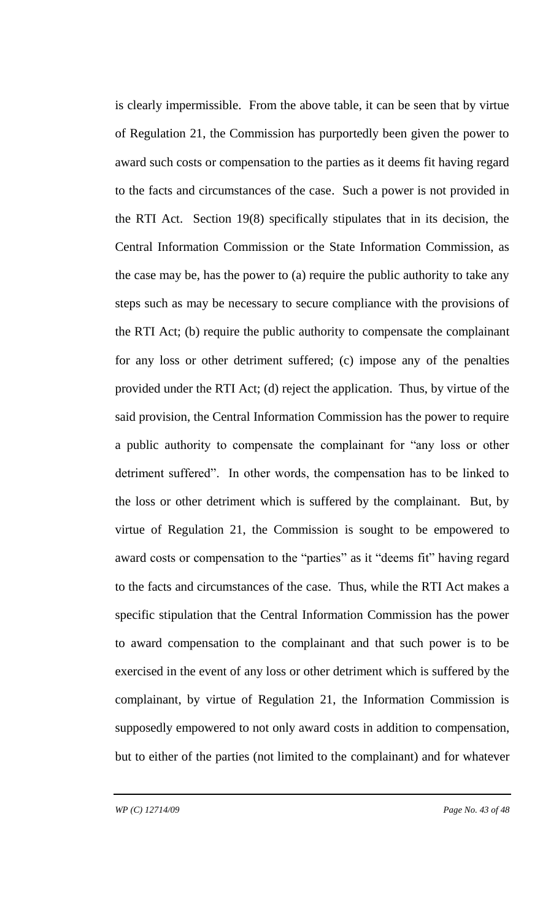is clearly impermissible. From the above table, it can be seen that by virtue of Regulation 21, the Commission has purportedly been given the power to award such costs or compensation to the parties as it deems fit having regard to the facts and circumstances of the case. Such a power is not provided in the RTI Act. Section 19(8) specifically stipulates that in its decision, the Central Information Commission or the State Information Commission, as the case may be, has the power to (a) require the public authority to take any steps such as may be necessary to secure compliance with the provisions of the RTI Act; (b) require the public authority to compensate the complainant for any loss or other detriment suffered; (c) impose any of the penalties provided under the RTI Act; (d) reject the application. Thus, by virtue of the said provision, the Central Information Commission has the power to require a public authority to compensate the complainant for "any loss or other detriment suffered". In other words, the compensation has to be linked to the loss or other detriment which is suffered by the complainant. But, by virtue of Regulation 21, the Commission is sought to be empowered to award costs or compensation to the "parties" as it "deems fit" having regard to the facts and circumstances of the case. Thus, while the RTI Act makes a specific stipulation that the Central Information Commission has the power to award compensation to the complainant and that such power is to be exercised in the event of any loss or other detriment which is suffered by the complainant, by virtue of Regulation 21, the Information Commission is supposedly empowered to not only award costs in addition to compensation, but to either of the parties (not limited to the complainant) and for whatever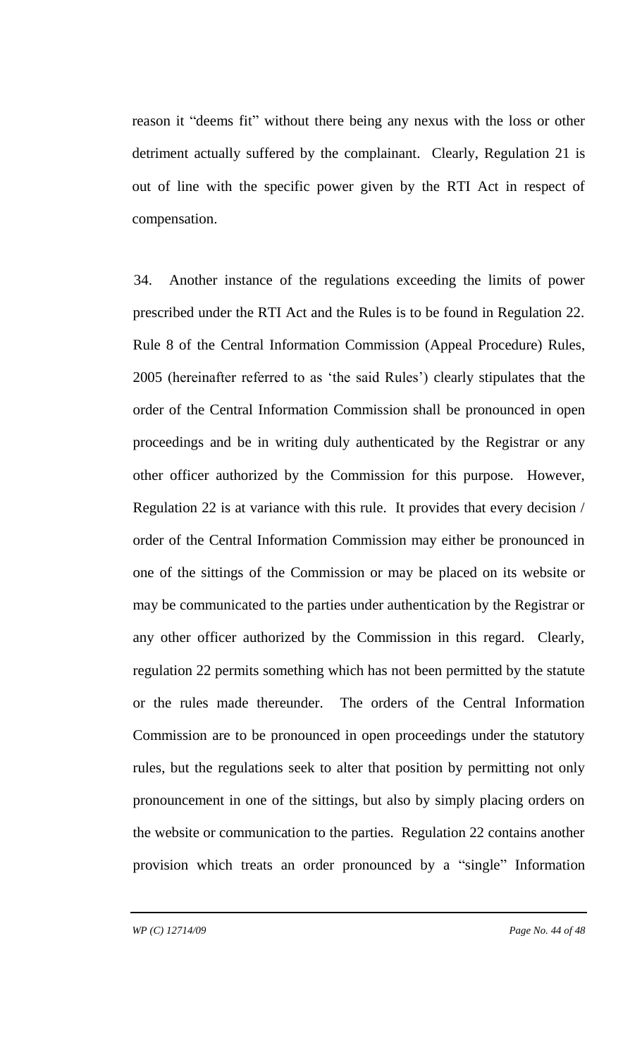reason it "deems fit" without there being any nexus with the loss or other detriment actually suffered by the complainant. Clearly, Regulation 21 is out of line with the specific power given by the RTI Act in respect of compensation.

34. Another instance of the regulations exceeding the limits of power prescribed under the RTI Act and the Rules is to be found in Regulation 22. Rule 8 of the Central Information Commission (Appeal Procedure) Rules, 2005 (hereinafter referred to as 'the said Rules') clearly stipulates that the order of the Central Information Commission shall be pronounced in open proceedings and be in writing duly authenticated by the Registrar or any other officer authorized by the Commission for this purpose. However, Regulation 22 is at variance with this rule. It provides that every decision / order of the Central Information Commission may either be pronounced in one of the sittings of the Commission or may be placed on its website or may be communicated to the parties under authentication by the Registrar or any other officer authorized by the Commission in this regard. Clearly, regulation 22 permits something which has not been permitted by the statute or the rules made thereunder. The orders of the Central Information Commission are to be pronounced in open proceedings under the statutory rules, but the regulations seek to alter that position by permitting not only pronouncement in one of the sittings, but also by simply placing orders on the website or communication to the parties. Regulation 22 contains another provision which treats an order pronounced by a "single" Information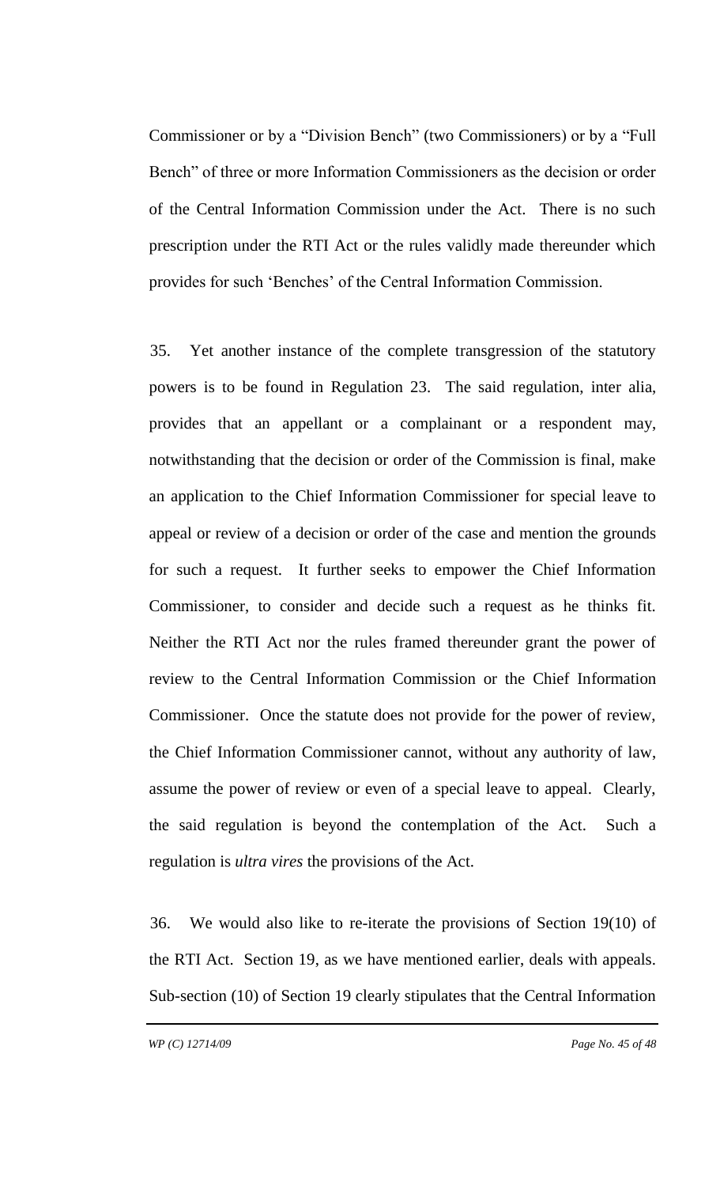Commissioner or by a "Division Bench" (two Commissioners) or by a "Full Bench" of three or more Information Commissioners as the decision or order of the Central Information Commission under the Act. There is no such prescription under the RTI Act or the rules validly made thereunder which provides for such 'Benches' of the Central Information Commission.

35. Yet another instance of the complete transgression of the statutory powers is to be found in Regulation 23. The said regulation, inter alia, provides that an appellant or a complainant or a respondent may, notwithstanding that the decision or order of the Commission is final, make an application to the Chief Information Commissioner for special leave to appeal or review of a decision or order of the case and mention the grounds for such a request. It further seeks to empower the Chief Information Commissioner, to consider and decide such a request as he thinks fit. Neither the RTI Act nor the rules framed thereunder grant the power of review to the Central Information Commission or the Chief Information Commissioner. Once the statute does not provide for the power of review, the Chief Information Commissioner cannot, without any authority of law, assume the power of review or even of a special leave to appeal. Clearly, the said regulation is beyond the contemplation of the Act. Such a regulation is *ultra vires* the provisions of the Act.

36. We would also like to re-iterate the provisions of Section 19(10) of the RTI Act. Section 19, as we have mentioned earlier, deals with appeals. Sub-section (10) of Section 19 clearly stipulates that the Central Information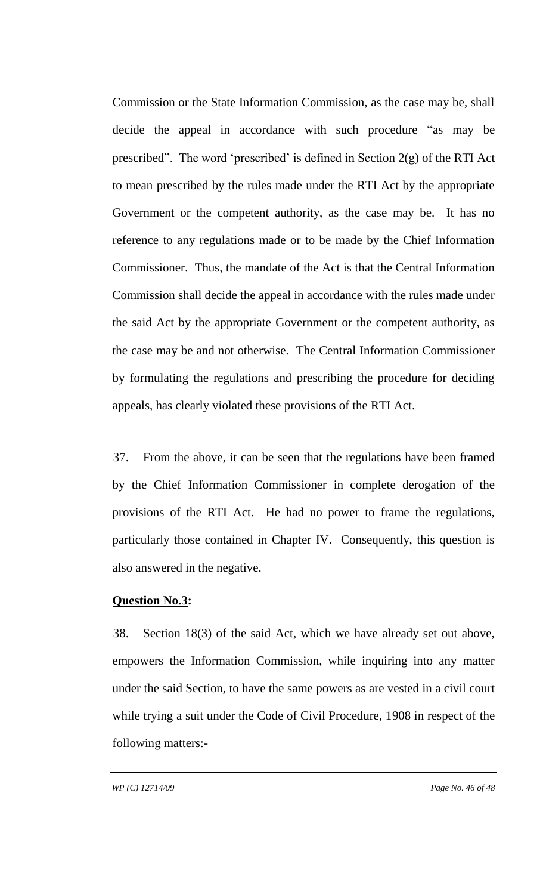Commission or the State Information Commission, as the case may be, shall decide the appeal in accordance with such procedure "as may be prescribed". The word 'prescribed' is defined in Section 2(g) of the RTI Act to mean prescribed by the rules made under the RTI Act by the appropriate Government or the competent authority, as the case may be. It has no reference to any regulations made or to be made by the Chief Information Commissioner. Thus, the mandate of the Act is that the Central Information Commission shall decide the appeal in accordance with the rules made under the said Act by the appropriate Government or the competent authority, as the case may be and not otherwise. The Central Information Commissioner by formulating the regulations and prescribing the procedure for deciding appeals, has clearly violated these provisions of the RTI Act.

37. From the above, it can be seen that the regulations have been framed by the Chief Information Commissioner in complete derogation of the provisions of the RTI Act. He had no power to frame the regulations, particularly those contained in Chapter IV. Consequently, this question is also answered in the negative.

**Question No.3:**

38. Section 18(3) of the said Act, which we have already set out above, empowers the Information Commission, while inquiring into any matter under the said Section, to have the same powers as are vested in a civil court while trying a suit under the Code of Civil Procedure, 1908 in respect of the following matters:-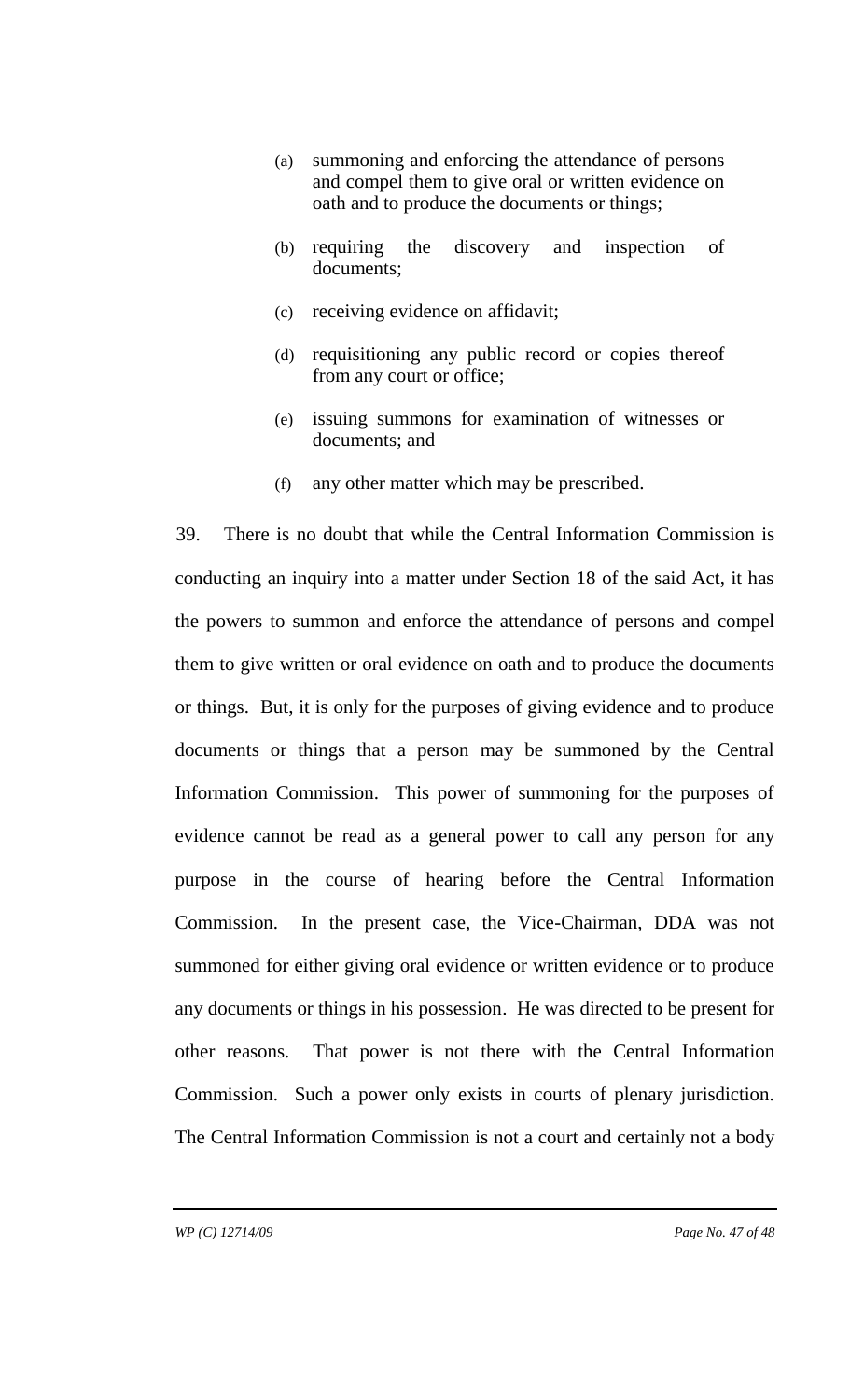(a) summoning and enforcing the attendance of persons and compel them to give oral or written evidence on oath and to produce the documents or things;

(b) requiring the discovery and inspection of documents;

(c) receiving evidence on affidavit;

(d) requisitioning any public record or copies thereof from any court or office;

(e) issuing summons for examination of witnesses or documents; and

(f) any other matter which may be prescribed.

39. There is no doubt that while the Central Information Commission is conducting an inquiry into a matter under Section 18 of the said Act, it has the powers to summon and enforce the attendance of persons and compel them to give written or oral evidence on oath and to produce the documents or things. But, it is only for the purposes of giving evidence and to produce documents or things that a person may be summoned by the Central Information Commission. This power of summoning for the purposes of evidence cannot be read as a general power to call any person for any purpose in the course of hearing before the Central Information Commission. In the present case, the Vice-Chairman, DDA was not summoned for either giving oral evidence or written evidence or to produce any documents or things in his possession. He was directed to be present for other reasons. That power is not there with the Central Information Commission. Such a power only exists in courts of plenary jurisdiction. The Central Information Commission is not a court and certainly not a body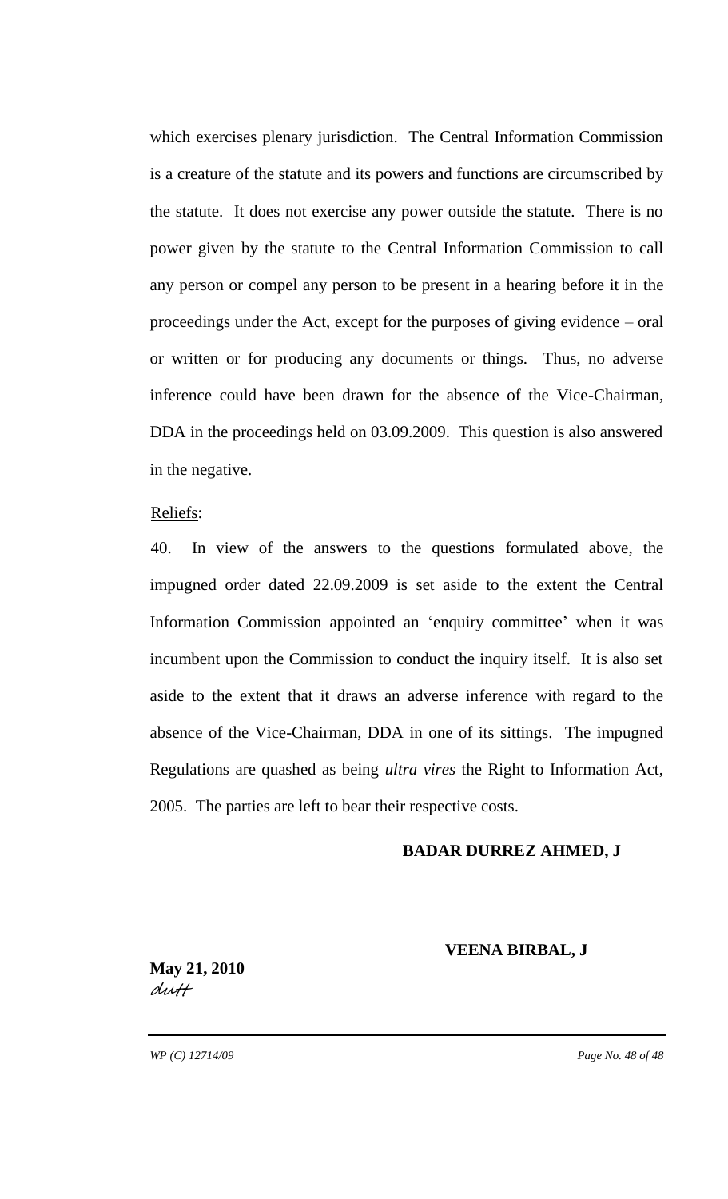which exercises plenary jurisdiction. The Central Information Commission is a creature of the statute and its powers and functions are circumscribed by the statute. It does not exercise any power outside the statute. There is no power given by the statute to the Central Information Commission to call any person or compel any person to be present in a hearing before it in the proceedings under the Act, except for the purposes of giving evidence – oral or written or for producing any documents or things. Thus, no adverse inference could have been drawn for the absence of the Vice-Chairman, DDA in the proceedings held on 03.09.2009. This question is also answered in the negative.

Reliefs:

40. In view of the answers to the questions formulated above, the impugned order dated 22.09.2009 is set aside to the extent the Central Information Commission appointed an 'enquiry committee' when it was incumbent upon the Commission to conduct the inquiry itself. It is also set aside to the extent that it draws an adverse inference with regard to the absence of the Vice-Chairman, DDA in one of its sittings. The impugned Regulations are quashed as being *ultra vires* the Right to Information Act, 2005. The parties are left to bear their respective costs.

**BADAR DURREZ AHMED, J**

**VEENA BIRBAL, J**

**May 21, 2010**
*dutt*